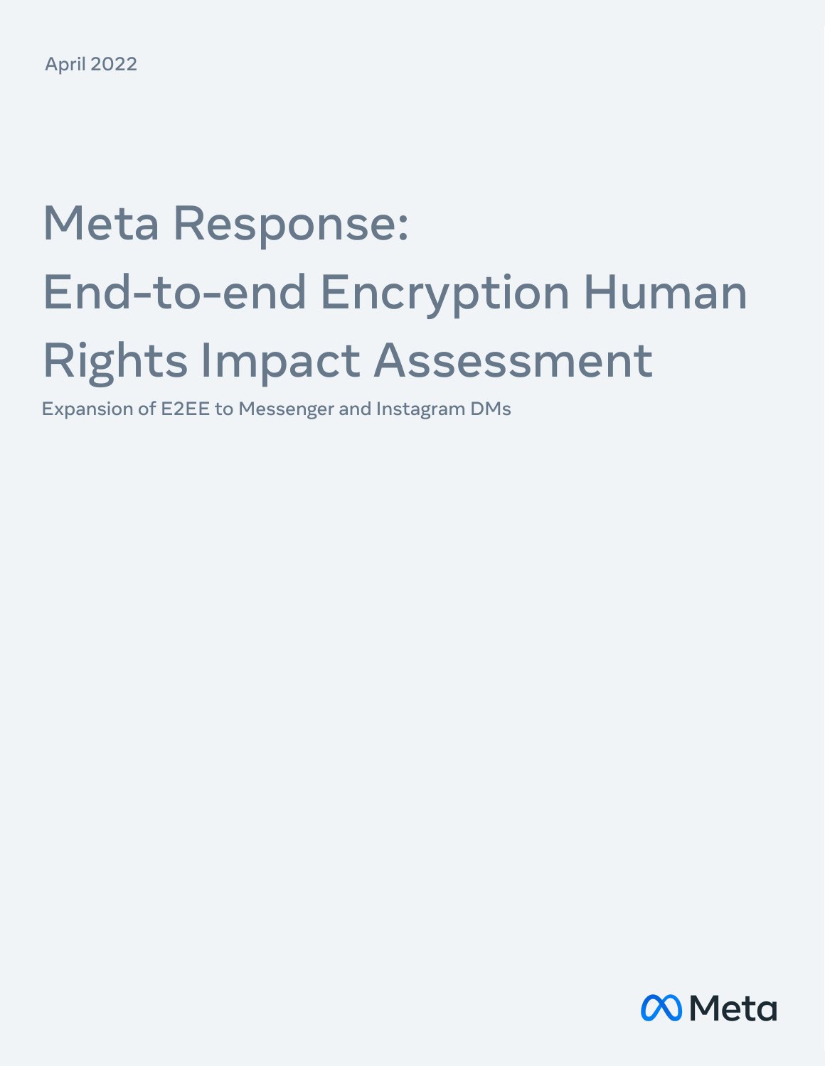April 2022

# Meta Response: End-to-end Encryption Human Rights Impact Assessment

Expansion of E2EE to Messenger and Instagram DMs

Meta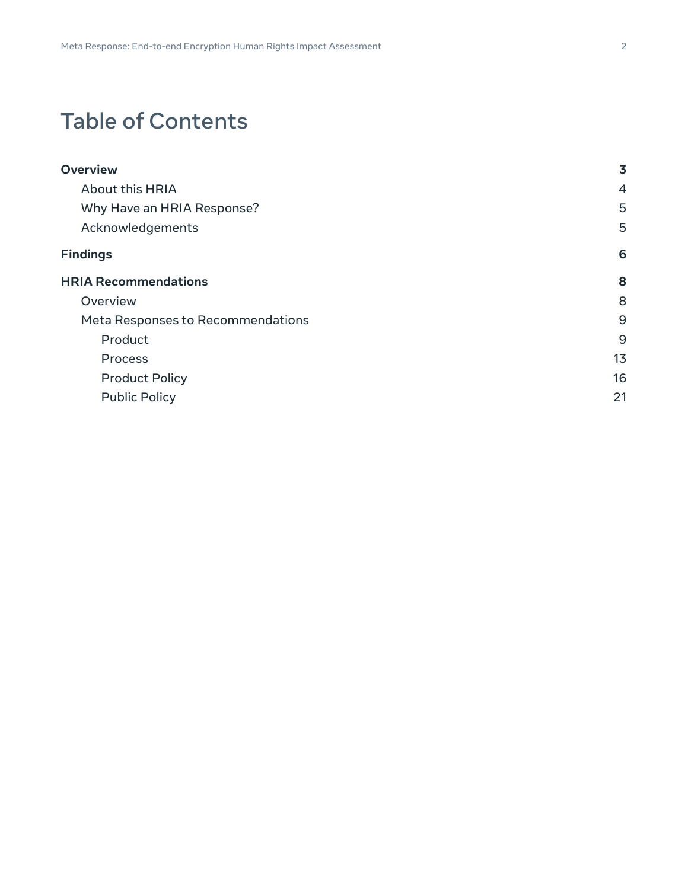# Table of Contents

| | |
|---|---|
| **Overview** | **3** |
| About this HRIA | 4 |
| Why Have an HRIA Response? | 5 |
| Acknowledgements | 5 |
| **Findings** | **6** |
| **HRIA Recommendations** | **8** |
| Overview | 8 |
| Meta Responses to Recommendations | 9 |
| Product | 9 |
| Process | 13 |
| Product Policy | 16 |
| Public Policy | 21 |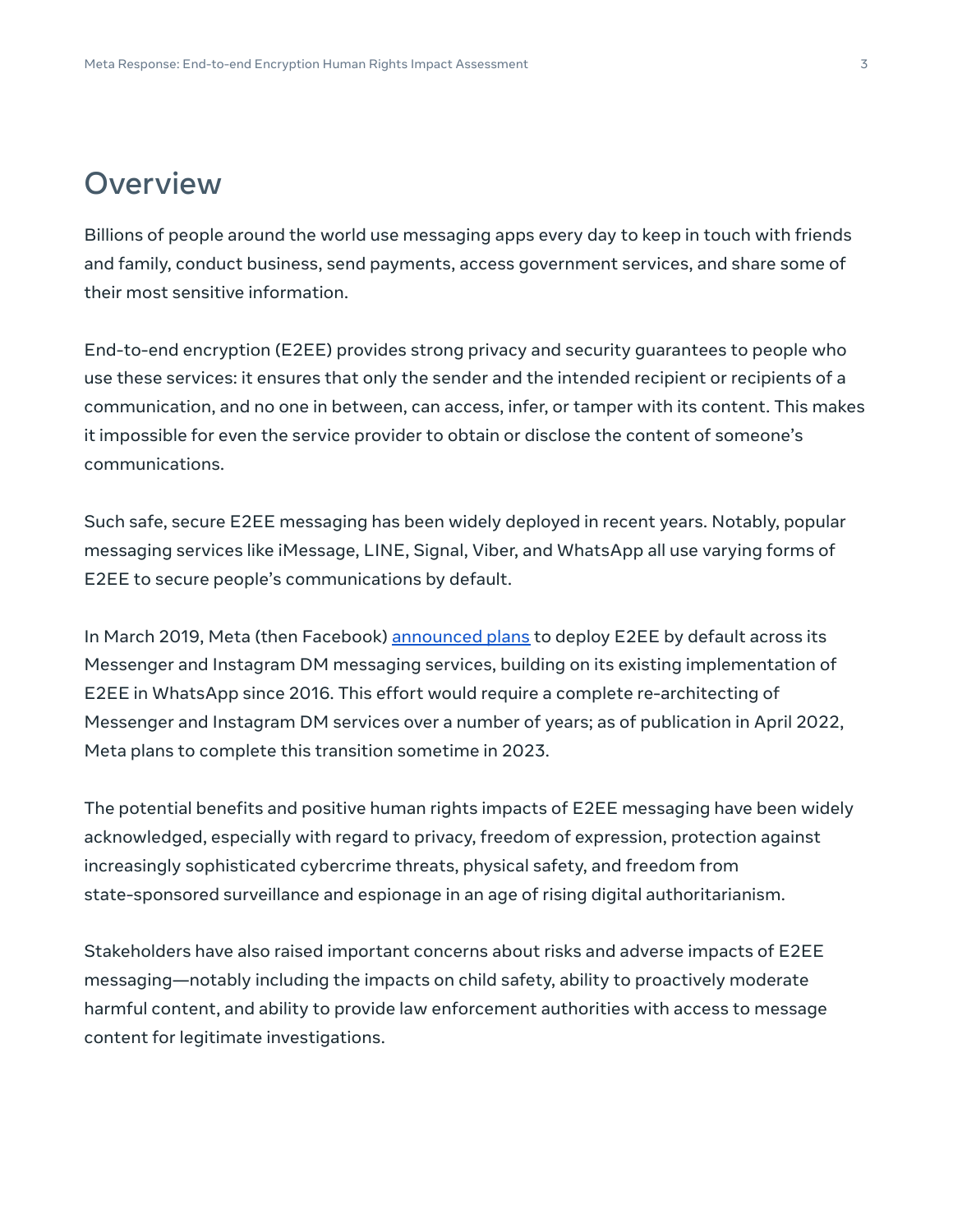# Overview

Billions of people around the world use messaging apps every day to keep in touch with friends and family, conduct business, send payments, access government services, and share some of their most sensitive information.

End-to-end encryption (E2EE) provides strong privacy and security guarantees to people who use these services: it ensures that only the sender and the intended recipient or recipients of a communication, and no one in between, can access, infer, or tamper with its content. This makes it impossible for even the service provider to obtain or disclose the content of someone's communications.

Such safe, secure E2EE messaging has been widely deployed in recent years. Notably, popular messaging services like iMessage, LINE, Signal, Viber, and WhatsApp all use varying forms of E2EE to secure people's communications by default.

In March 2019, Meta (then Facebook) announced plans to deploy E2EE by default across its Messenger and Instagram DM messaging services, building on its existing implementation of E2EE in WhatsApp since 2016. This effort would require a complete re-architecting of Messenger and Instagram DM services over a number of years; as of publication in April 2022, Meta plans to complete this transition sometime in 2023.

The potential benefits and positive human rights impacts of E2EE messaging have been widely acknowledged, especially with regard to privacy, freedom of expression, protection against increasingly sophisticated cybercrime threats, physical safety, and freedom from state-sponsored surveillance and espionage in an age of rising digital authoritarianism.

Stakeholders have also raised important concerns about risks and adverse impacts of E2EE messaging—notably including the impacts on child safety, ability to proactively moderate harmful content, and ability to provide law enforcement authorities with access to message content for legitimate investigations.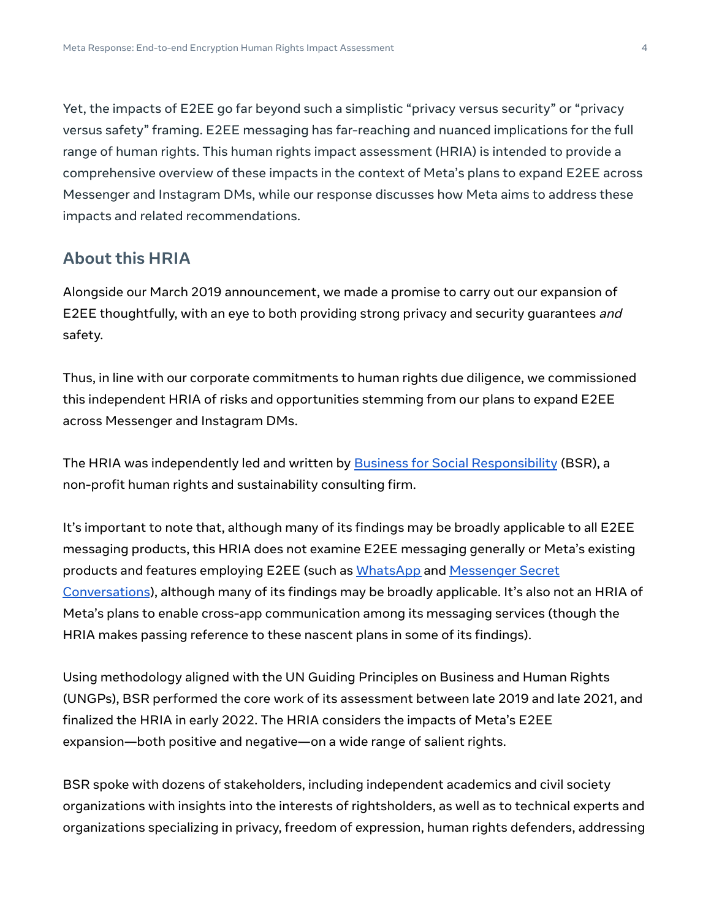Yet, the impacts of E2EE go far beyond such a simplistic “privacy versus security” or “privacy versus safety” framing. E2EE messaging has far-reaching and nuanced implications for the full range of human rights. This human rights impact assessment (HRIA) is intended to provide a comprehensive overview of these impacts in the context of Meta’s plans to expand E2EE across Messenger and Instagram DMs, while our response discusses how Meta aims to address these impacts and related recommendations.

## About this HRIA

Alongside our March 2019 announcement, we made a promise to carry out our expansion of E2EE thoughtfully, with an eye to both providing strong privacy and security guarantees *and* safety.

Thus, in line with our corporate commitments to human rights due diligence, we commissioned this independent HRIA of risks and opportunities stemming from our plans to expand E2EE across Messenger and Instagram DMs.

The HRIA was independently led and written by Business for Social Responsibility (BSR), a non-profit human rights and sustainability consulting firm.

It’s important to note that, although many of its findings may be broadly applicable to all E2EE messaging products, this HRIA does not examine E2EE messaging generally or Meta’s existing products and features employing E2EE (such as WhatsApp and Messenger Secret Conversations), although many of its findings may be broadly applicable. It’s also not an HRIA of Meta’s plans to enable cross-app communication among its messaging services (though the HRIA makes passing reference to these nascent plans in some of its findings).

Using methodology aligned with the UN Guiding Principles on Business and Human Rights (UNGPs), BSR performed the core work of its assessment between late 2019 and late 2021, and finalized the HRIA in early 2022. The HRIA considers the impacts of Meta’s E2EE expansion—both positive and negative—on a wide range of salient rights.

BSR spoke with dozens of stakeholders, including independent academics and civil society organizations with insights into the interests of rightsholders, as well as to technical experts and organizations specializing in privacy, freedom of expression, human rights defenders, addressing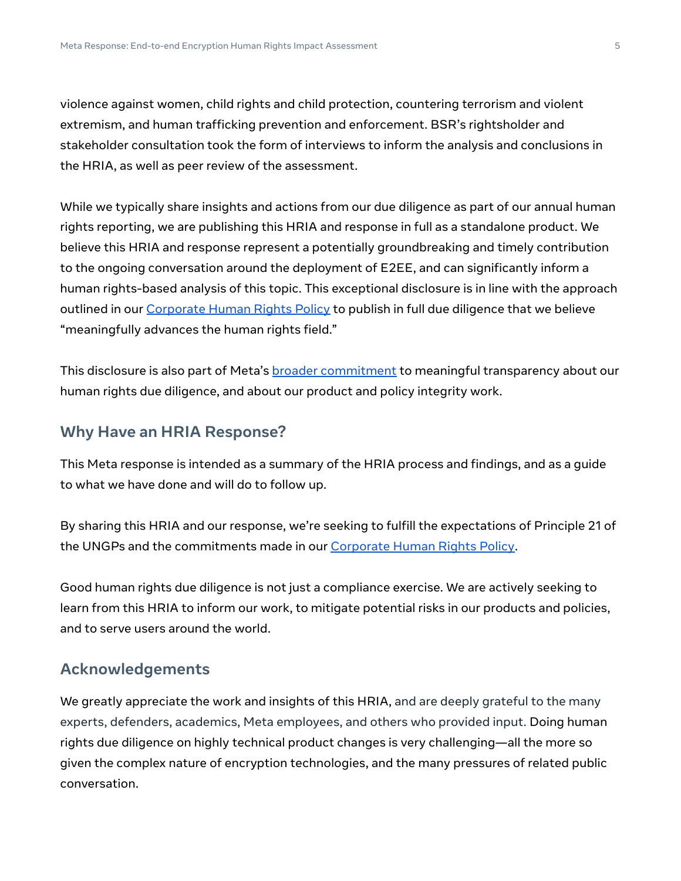violence against women, child rights and child protection, countering terrorism and violent extremism, and human trafficking prevention and enforcement. BSR's rightsholder and stakeholder consultation took the form of interviews to inform the analysis and conclusions in the HRIA, as well as peer review of the assessment.

While we typically share insights and actions from our due diligence as part of our annual human rights reporting, we are publishing this HRIA and response in full as a standalone product. We believe this HRIA and response represent a potentially groundbreaking and timely contribution to the ongoing conversation around the deployment of E2EE, and can significantly inform a human rights-based analysis of this topic. This exceptional disclosure is in line with the approach outlined in our Corporate Human Rights Policy to publish in full due diligence that we believe "meaningfully advances the human rights field."

This disclosure is also part of Meta's broader commitment to meaningful transparency about our human rights due diligence, and about our product and policy integrity work.

## Why Have an HRIA Response?

This Meta response is intended as a summary of the HRIA process and findings, and as a guide to what we have done and will do to follow up.

By sharing this HRIA and our response, we're seeking to fulfill the expectations of Principle 21 of the UNGPs and the commitments made in our Corporate Human Rights Policy.

Good human rights due diligence is not just a compliance exercise. We are actively seeking to learn from this HRIA to inform our work, to mitigate potential risks in our products and policies, and to serve users around the world.

## Acknowledgements

We greatly appreciate the work and insights of this HRIA, and are deeply grateful to the many experts, defenders, academics, Meta employees, and others who provided input. Doing human rights due diligence on highly technical product changes is very challenging—all the more so given the complex nature of encryption technologies, and the many pressures of related public conversation.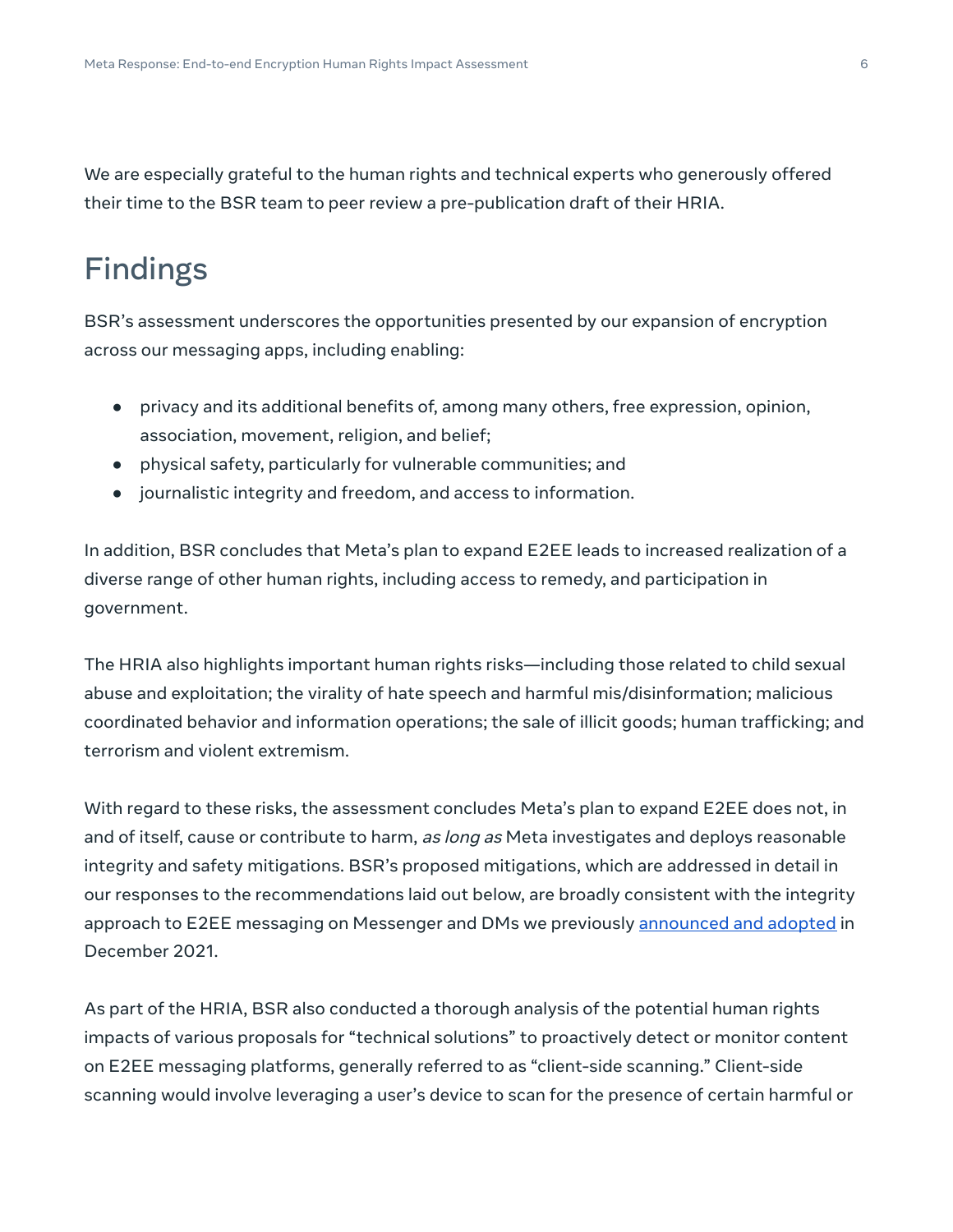We are especially grateful to the human rights and technical experts who generously offered their time to the BSR team to peer review a pre-publication draft of their HRIA.

## Findings

BSR's assessment underscores the opportunities presented by our expansion of encryption across our messaging apps, including enabling:

- privacy and its additional benefits of, among many others, free expression, opinion, association, movement, religion, and belief;
- physical safety, particularly for vulnerable communities; and
- journalistic integrity and freedom, and access to information.

In addition, BSR concludes that Meta's plan to expand E2EE leads to increased realization of a diverse range of other human rights, including access to remedy, and participation in government.

The HRIA also highlights important human rights risks—including those related to child sexual abuse and exploitation; the virality of hate speech and harmful mis/disinformation; malicious coordinated behavior and information operations; the sale of illicit goods; human trafficking; and terrorism and violent extremism.

With regard to these risks, the assessment concludes Meta's plan to expand E2EE does not, in and of itself, cause or contribute to harm, *as long as* Meta investigates and deploys reasonable integrity and safety mitigations. BSR's proposed mitigations, which are addressed in detail in our responses to the recommendations laid out below, are broadly consistent with the integrity approach to E2EE messaging on Messenger and DMs we previously announced and adopted in December 2021.

As part of the HRIA, BSR also conducted a thorough analysis of the potential human rights impacts of various proposals for "technical solutions" to proactively detect or monitor content on E2EE messaging platforms, generally referred to as "client-side scanning." Client-side scanning would involve leveraging a user's device to scan for the presence of certain harmful or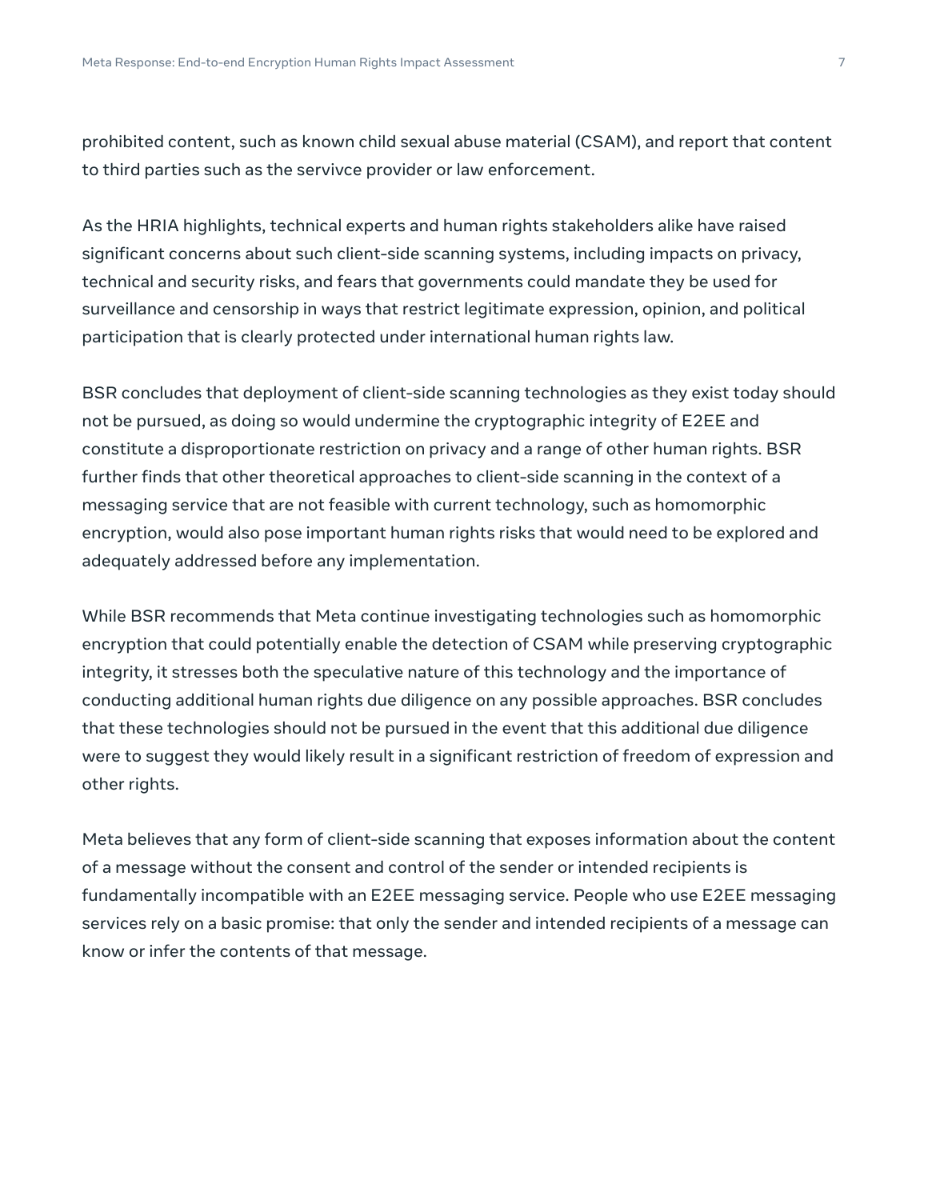prohibited content, such as known child sexual abuse material (CSAM), and report that content to third parties such as the servivce provider or law enforcement.

As the HRIA highlights, technical experts and human rights stakeholders alike have raised significant concerns about such client-side scanning systems, including impacts on privacy, technical and security risks, and fears that governments could mandate they be used for surveillance and censorship in ways that restrict legitimate expression, opinion, and political participation that is clearly protected under international human rights law.

BSR concludes that deployment of client-side scanning technologies as they exist today should not be pursued, as doing so would undermine the cryptographic integrity of E2EE and constitute a disproportionate restriction on privacy and a range of other human rights. BSR further finds that other theoretical approaches to client-side scanning in the context of a messaging service that are not feasible with current technology, such as homomorphic encryption, would also pose important human rights risks that would need to be explored and adequately addressed before any implementation.

While BSR recommends that Meta continue investigating technologies such as homomorphic encryption that could potentially enable the detection of CSAM while preserving cryptographic integrity, it stresses both the speculative nature of this technology and the importance of conducting additional human rights due diligence on any possible approaches. BSR concludes that these technologies should not be pursued in the event that this additional due diligence were to suggest they would likely result in a significant restriction of freedom of expression and other rights.

Meta believes that any form of client-side scanning that exposes information about the content of a message without the consent and control of the sender or intended recipients is fundamentally incompatible with an E2EE messaging service. People who use E2EE messaging services rely on a basic promise: that only the sender and intended recipients of a message can know or infer the contents of that message.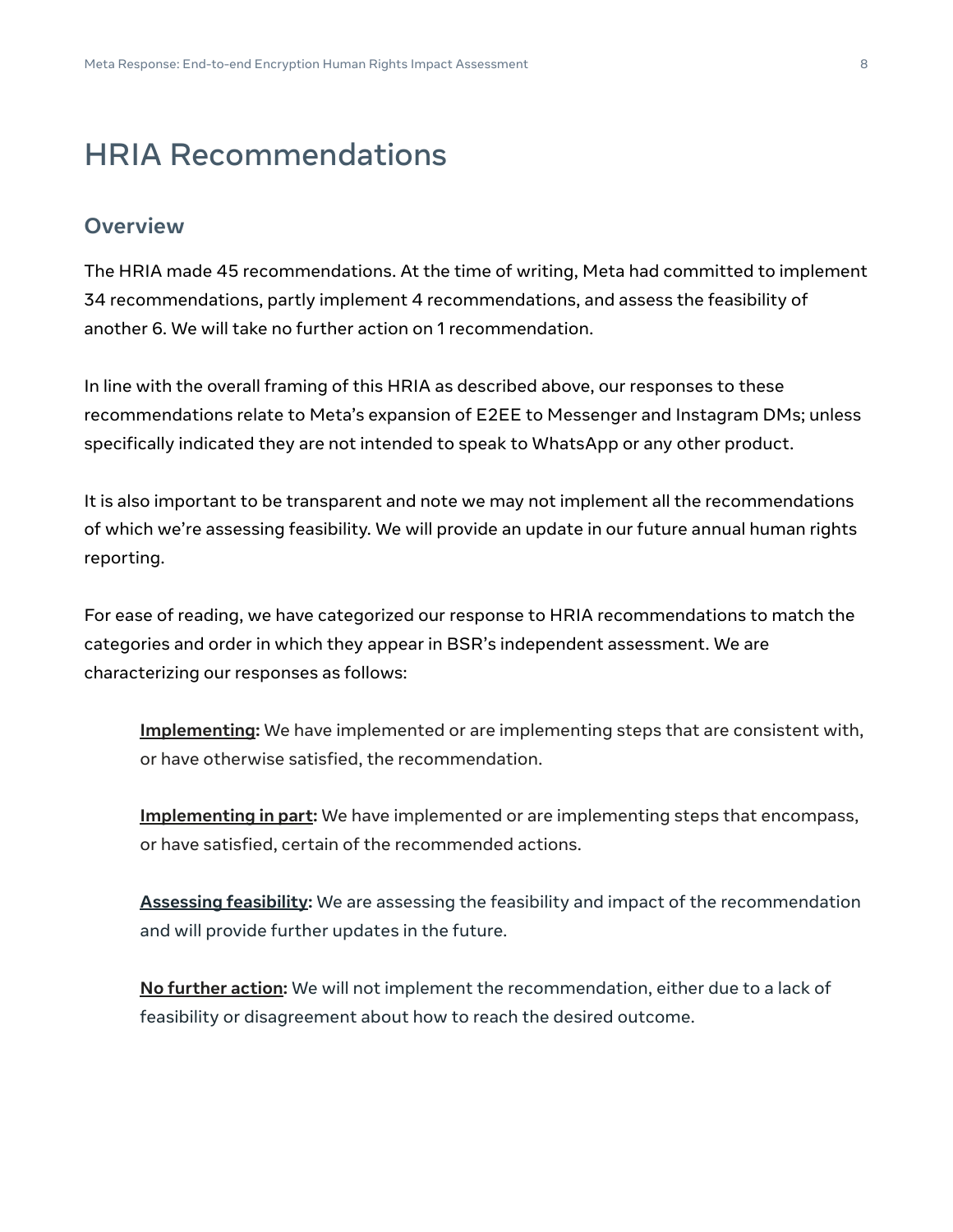# HRIA Recommendations

## Overview

The HRIA made 45 recommendations. At the time of writing, Meta had committed to implement 34 recommendations, partly implement 4 recommendations, and assess the feasibility of another 6. We will take no further action on 1 recommendation.

In line with the overall framing of this HRIA as described above, our responses to these recommendations relate to Meta's expansion of E2EE to Messenger and Instagram DMs; unless specifically indicated they are not intended to speak to WhatsApp or any other product.

It is also important to be transparent and note we may not implement all the recommendations of which we're assessing feasibility. We will provide an update in our future annual human rights reporting.

For ease of reading, we have categorized our response to HRIA recommendations to match the categories and order in which they appear in BSR's independent assessment. We are characterizing our responses as follows:

> **Implementing:** We have implemented or are implementing steps that are consistent with, or have otherwise satisfied, the recommendation.
>
> **Implementing in part:** We have implemented or are implementing steps that encompass, or have satisfied, certain of the recommended actions.
>
> **Assessing feasibility:** We are assessing the feasibility and impact of the recommendation and will provide further updates in the future.
>
> **No further action:** We will not implement the recommendation, either due to a lack of feasibility or disagreement about how to reach the desired outcome.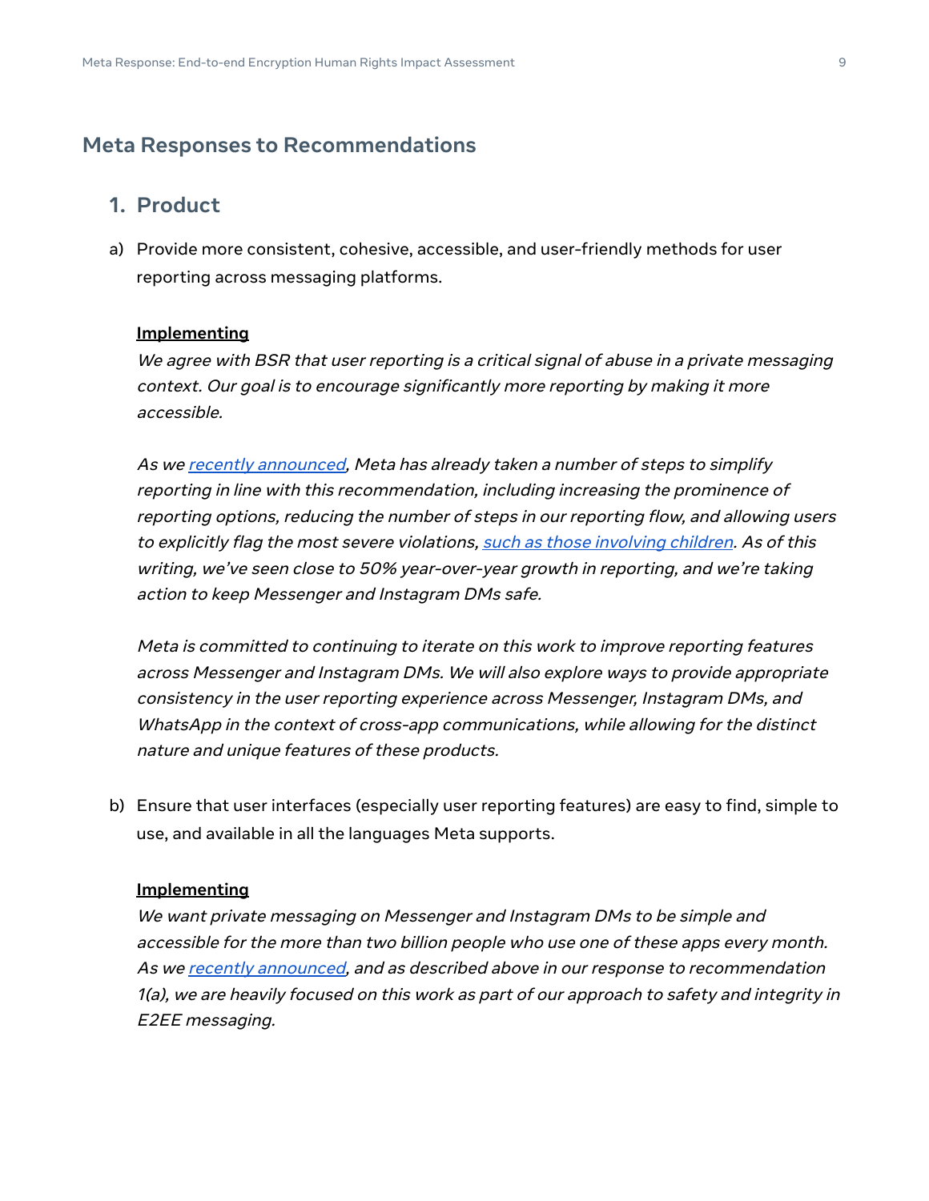## Meta Responses to Recommendations

### 1. Product

a) Provide more consistent, cohesive, accessible, and user-friendly methods for user reporting across messaging platforms.

**Implementing**

*We agree with BSR that user reporting is a critical signal of abuse in a private messaging context. Our goal is to encourage significantly more reporting by making it more accessible.*

*As we recently announced, Meta has already taken a number of steps to simplify reporting in line with this recommendation, including increasing the prominence of reporting options, reducing the number of steps in our reporting flow, and allowing users to explicitly flag the most severe violations, such as those involving children. As of this writing, we've seen close to 50% year-over-year growth in reporting, and we're taking action to keep Messenger and Instagram DMs safe.*

*Meta is committed to continuing to iterate on this work to improve reporting features across Messenger and Instagram DMs. We will also explore ways to provide appropriate consistency in the user reporting experience across Messenger, Instagram DMs, and WhatsApp in the context of cross-app communications, while allowing for the distinct nature and unique features of these products.*

b) Ensure that user interfaces (especially user reporting features) are easy to find, simple to use, and available in all the languages Meta supports.

**Implementing**

*We want private messaging on Messenger and Instagram DMs to be simple and accessible for the more than two billion people who use one of these apps every month. As we recently announced, and as described above in our response to recommendation 1(a), we are heavily focused on this work as part of our approach to safety and integrity in E2EE messaging.*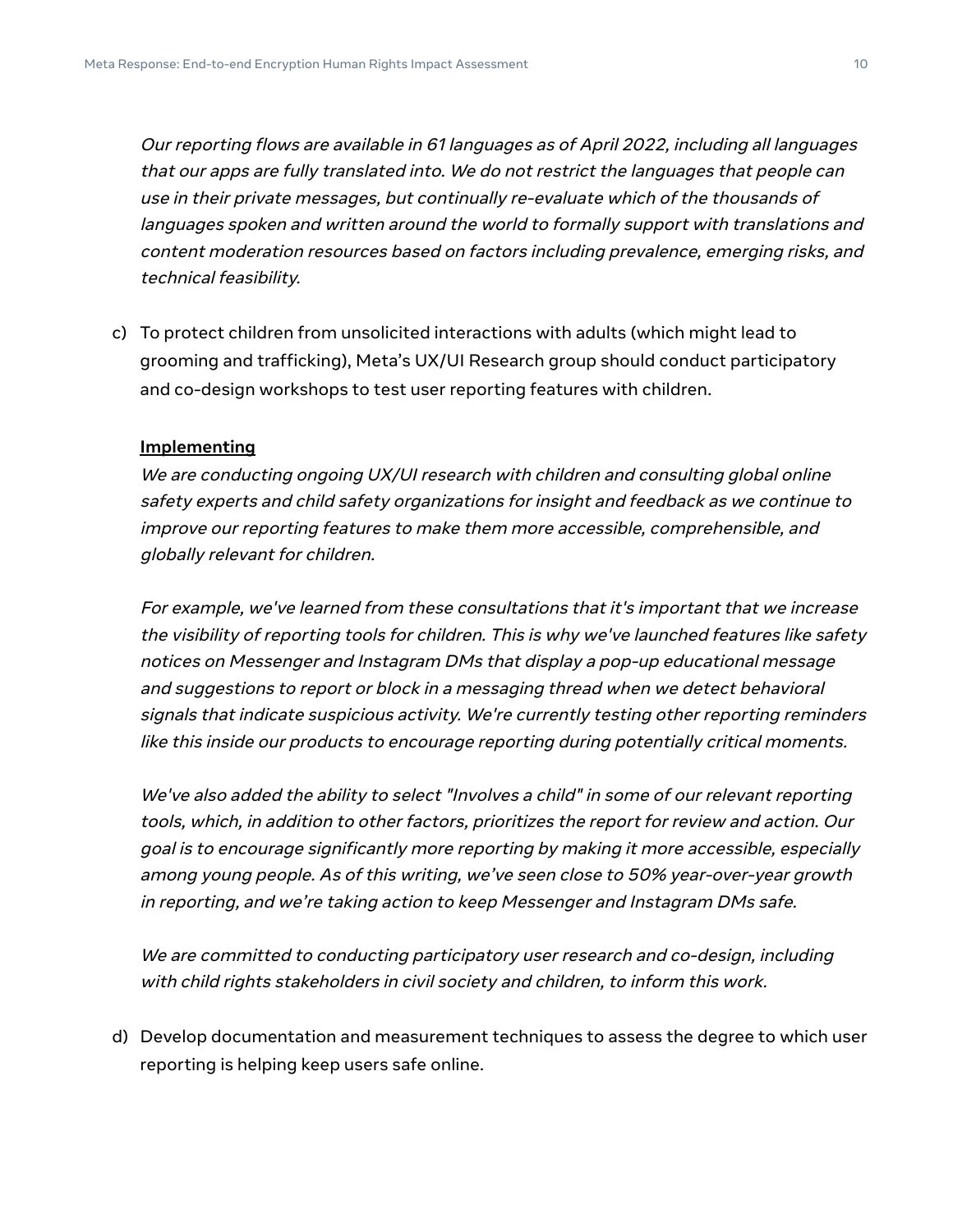*Our reporting flows are available in 61 languages as of April 2022, including all languages that our apps are fully translated into. We do not restrict the languages that people can use in their private messages, but continually re-evaluate which of the thousands of languages spoken and written around the world to formally support with translations and content moderation resources based on factors including prevalence, emerging risks, and technical feasibility.*

c) To protect children from unsolicited interactions with adults (which might lead to grooming and trafficking), Meta's UX/UI Research group should conduct participatory and co-design workshops to test user reporting features with children.

**Implementing**

*We are conducting ongoing UX/UI research with children and consulting global online safety experts and child safety organizations for insight and feedback as we continue to improve our reporting features to make them more accessible, comprehensible, and globally relevant for children.*

*For example, we've learned from these consultations that it's important that we increase the visibility of reporting tools for children. This is why we've launched features like safety notices on Messenger and Instagram DMs that display a pop-up educational message and suggestions to report or block in a messaging thread when we detect behavioral signals that indicate suspicious activity. We're currently testing other reporting reminders like this inside our products to encourage reporting during potentially critical moments.*

*We've also added the ability to select "Involves a child" in some of our relevant reporting tools, which, in addition to other factors, prioritizes the report for review and action. Our goal is to encourage significantly more reporting by making it more accessible, especially among young people. As of this writing, we've seen close to 50% year-over-year growth in reporting, and we're taking action to keep Messenger and Instagram DMs safe.*

*We are committed to conducting participatory user research and co-design, including with child rights stakeholders in civil society and children, to inform this work.*

d) Develop documentation and measurement techniques to assess the degree to which user reporting is helping keep users safe online.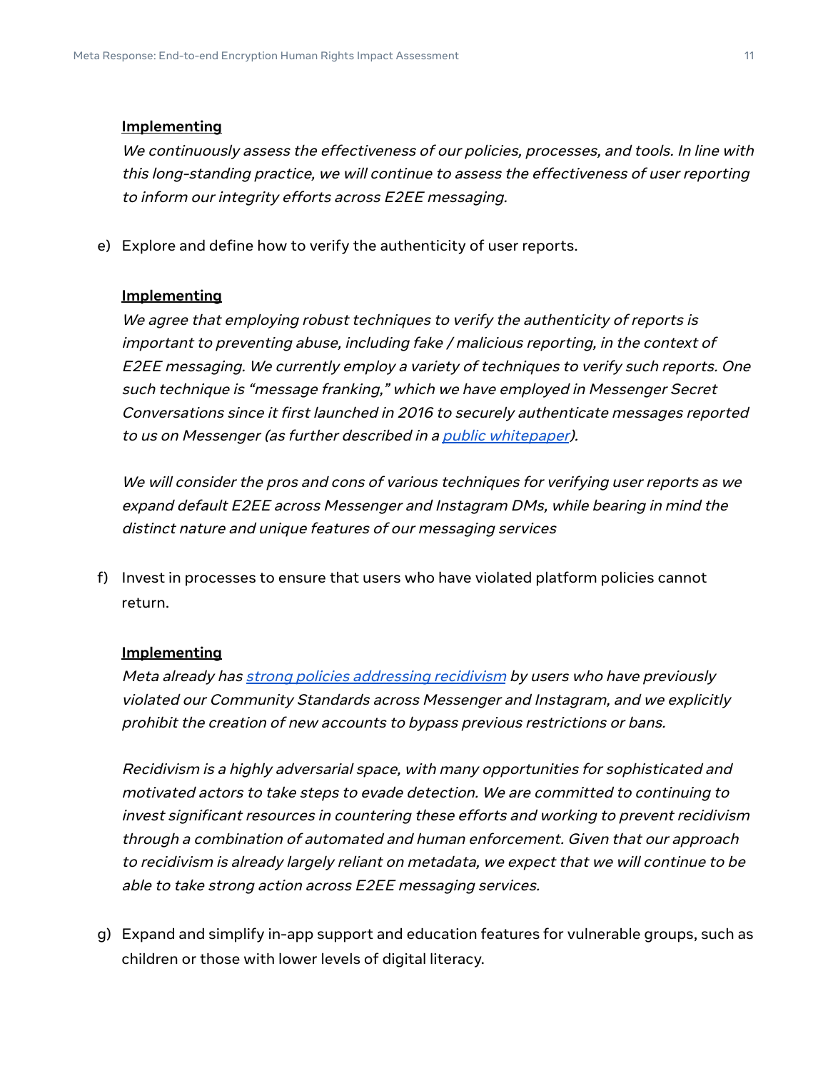**Implementing**

*We continuously assess the effectiveness of our policies, processes, and tools. In line with this long-standing practice, we will continue to assess the effectiveness of user reporting to inform our integrity efforts across E2EE messaging.*

e) Explore and define how to verify the authenticity of user reports.

**Implementing**

*We agree that employing robust techniques to verify the authenticity of reports is important to preventing abuse, including fake / malicious reporting, in the context of E2EE messaging. We currently employ a variety of techniques to verify such reports. One such technique is "message franking," which we have employed in Messenger Secret Conversations since it first launched in 2016 to securely authenticate messages reported to us on Messenger (as further described in a public whitepaper).*

*We will consider the pros and cons of various techniques for verifying user reports as we expand default E2EE across Messenger and Instagram DMs, while bearing in mind the distinct nature and unique features of our messaging services*

f) Invest in processes to ensure that users who have violated platform policies cannot return.

**Implementing**

*Meta already has strong policies addressing recidivism by users who have previously violated our Community Standards across Messenger and Instagram, and we explicitly prohibit the creation of new accounts to bypass previous restrictions or bans.*

*Recidivism is a highly adversarial space, with many opportunities for sophisticated and motivated actors to take steps to evade detection. We are committed to continuing to invest significant resources in countering these efforts and working to prevent recidivism through a combination of automated and human enforcement. Given that our approach to recidivism is already largely reliant on metadata, we expect that we will continue to be able to take strong action across E2EE messaging services.*

g) Expand and simplify in-app support and education features for vulnerable groups, such as children or those with lower levels of digital literacy.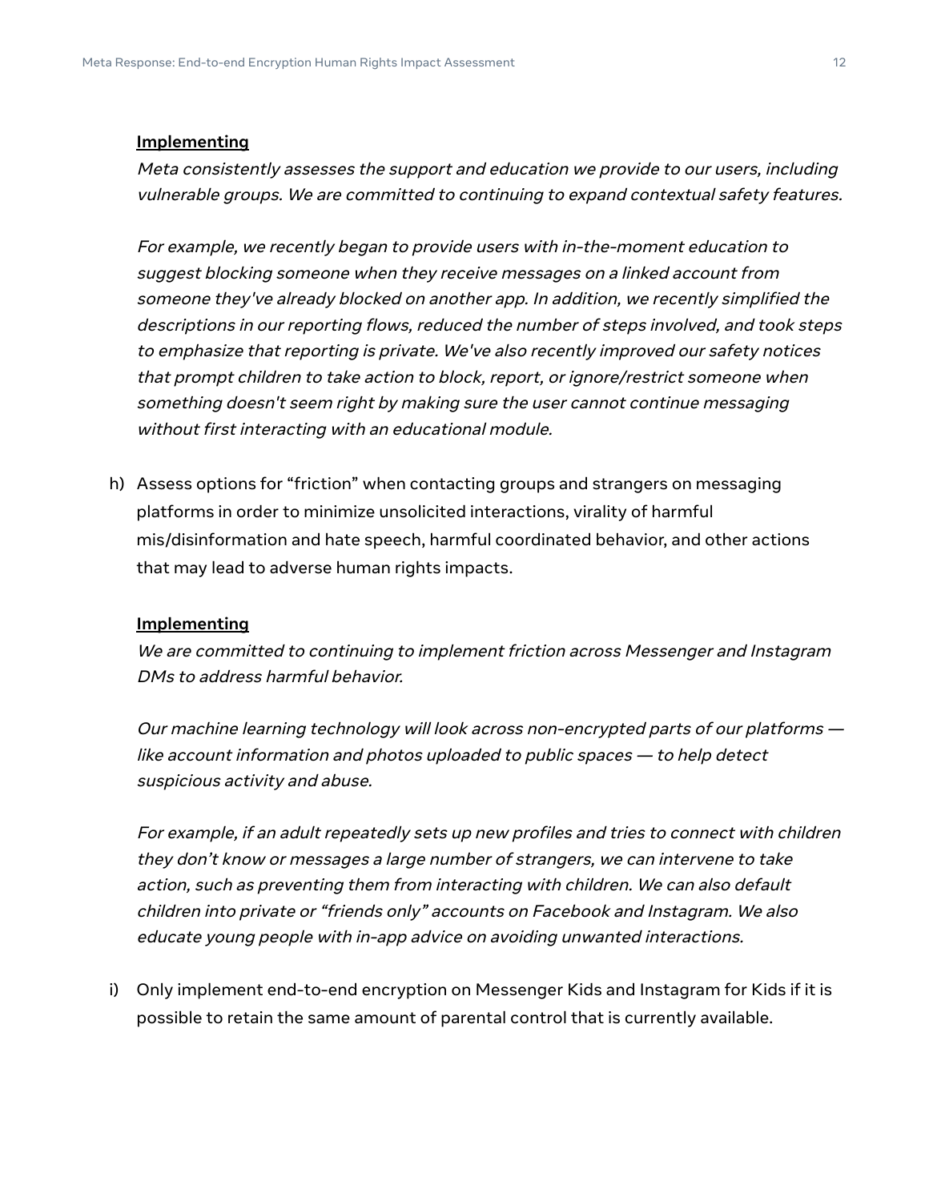**Implementing**

*Meta consistently assesses the support and education we provide to our users, including vulnerable groups. We are committed to continuing to expand contextual safety features.*

*For example, we recently began to provide users with in-the-moment education to suggest blocking someone when they receive messages on a linked account from someone they've already blocked on another app. In addition, we recently simplified the descriptions in our reporting flows, reduced the number of steps involved, and took steps to emphasize that reporting is private. We've also recently improved our safety notices that prompt children to take action to block, report, or ignore/restrict someone when something doesn't seem right by making sure the user cannot continue messaging without first interacting with an educational module.*

h) Assess options for "friction" when contacting groups and strangers on messaging platforms in order to minimize unsolicited interactions, virality of harmful mis/disinformation and hate speech, harmful coordinated behavior, and other actions that may lead to adverse human rights impacts.

**Implementing**

*We are committed to continuing to implement friction across Messenger and Instagram DMs to address harmful behavior.*

*Our machine learning technology will look across non-encrypted parts of our platforms — like account information and photos uploaded to public spaces — to help detect suspicious activity and abuse.*

*For example, if an adult repeatedly sets up new profiles and tries to connect with children they don't know or messages a large number of strangers, we can intervene to take action, such as preventing them from interacting with children. We can also default children into private or "friends only" accounts on Facebook and Instagram. We also educate young people with in-app advice on avoiding unwanted interactions.*

i) Only implement end-to-end encryption on Messenger Kids and Instagram for Kids if it is possible to retain the same amount of parental control that is currently available.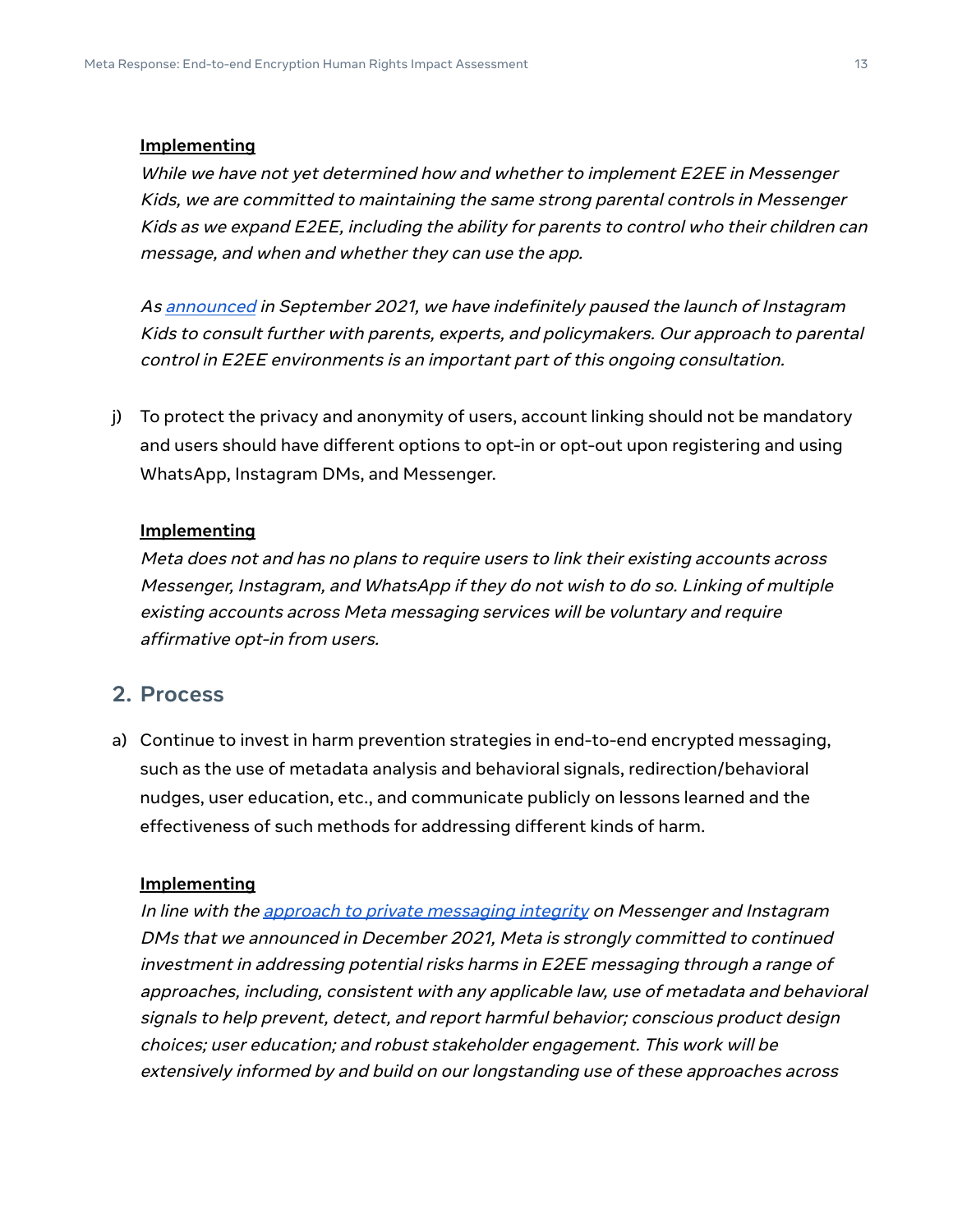**Implementing**

*While we have not yet determined how and whether to implement E2EE in Messenger Kids, we are committed to maintaining the same strong parental controls in Messenger Kids as we expand E2EE, including the ability for parents to control who their children can message, and when and whether they can use the app.*

*As announced in September 2021, we have indefinitely paused the launch of Instagram Kids to consult further with parents, experts, and policymakers. Our approach to parental control in E2EE environments is an important part of this ongoing consultation.*

j) To protect the privacy and anonymity of users, account linking should not be mandatory and users should have different options to opt-in or opt-out upon registering and using WhatsApp, Instagram DMs, and Messenger.

**Implementing**

*Meta does not and has no plans to require users to link their existing accounts across Messenger, Instagram, and WhatsApp if they do not wish to do so. Linking of multiple existing accounts across Meta messaging services will be voluntary and require affirmative opt-in from users.*

## 2. Process

a) Continue to invest in harm prevention strategies in end-to-end encrypted messaging, such as the use of metadata analysis and behavioral signals, redirection/behavioral nudges, user education, etc., and communicate publicly on lessons learned and the effectiveness of such methods for addressing different kinds of harm.

**Implementing**

*In line with the approach to private messaging integrity on Messenger and Instagram DMs that we announced in December 2021, Meta is strongly committed to continued investment in addressing potential risks harms in E2EE messaging through a range of approaches, including, consistent with any applicable law, use of metadata and behavioral signals to help prevent, detect, and report harmful behavior; conscious product design choices; user education; and robust stakeholder engagement. This work will be extensively informed by and build on our longstanding use of these approaches across*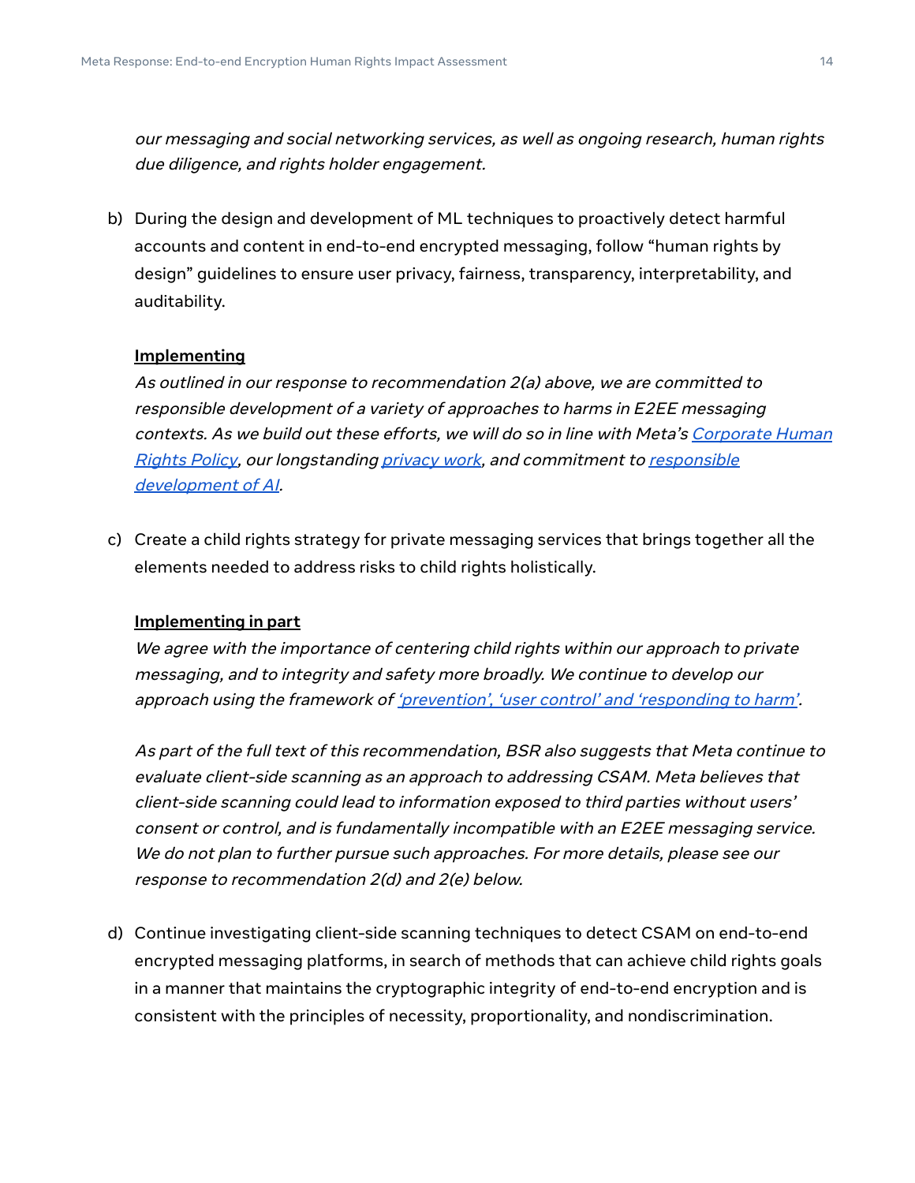*our messaging and social networking services, as well as ongoing research, human rights due diligence, and rights holder engagement.*

b) During the design and development of ML techniques to proactively detect harmful accounts and content in end-to-end encrypted messaging, follow "human rights by design" guidelines to ensure user privacy, fairness, transparency, interpretability, and auditability.

   **Implementing**
   *As outlined in our response to recommendation 2(a) above, we are committed to responsible development of a variety of approaches to harms in E2EE messaging contexts. As we build out these efforts, we will do so in line with Meta's Corporate Human Rights Policy, our longstanding privacy work, and commitment to responsible development of AI.*

c) Create a child rights strategy for private messaging services that brings together all the elements needed to address risks to child rights holistically.

   **Implementing in part**
   *We agree with the importance of centering child rights within our approach to private messaging, and to integrity and safety more broadly. We continue to develop our approach using the framework of 'prevention', 'user control' and 'responding to harm'.*

   *As part of the full text of this recommendation, BSR also suggests that Meta continue to evaluate client-side scanning as an approach to addressing CSAM. Meta believes that client-side scanning could lead to information exposed to third parties without users' consent or control, and is fundamentally incompatible with an E2EE messaging service. We do not plan to further pursue such approaches. For more details, please see our response to recommendation 2(d) and 2(e) below.*

d) Continue investigating client-side scanning techniques to detect CSAM on end-to-end encrypted messaging platforms, in search of methods that can achieve child rights goals in a manner that maintains the cryptographic integrity of end-to-end encryption and is consistent with the principles of necessity, proportionality, and nondiscrimination.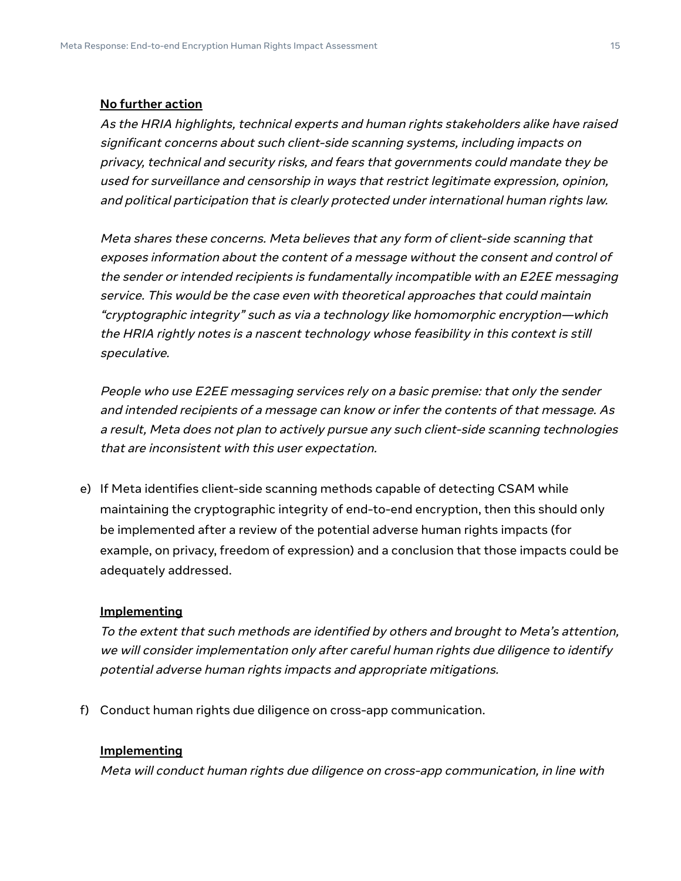**No further action**

*As the HRIA highlights, technical experts and human rights stakeholders alike have raised significant concerns about such client-side scanning systems, including impacts on privacy, technical and security risks, and fears that governments could mandate they be used for surveillance and censorship in ways that restrict legitimate expression, opinion, and political participation that is clearly protected under international human rights law.*

*Meta shares these concerns. Meta believes that any form of client-side scanning that exposes information about the content of a message without the consent and control of the sender or intended recipients is fundamentally incompatible with an E2EE messaging service. This would be the case even with theoretical approaches that could maintain "cryptographic integrity" such as via a technology like homomorphic encryption—which the HRIA rightly notes is a nascent technology whose feasibility in this context is still speculative.*

*People who use E2EE messaging services rely on a basic premise: that only the sender and intended recipients of a message can know or infer the contents of that message. As a result, Meta does not plan to actively pursue any such client-side scanning technologies that are inconsistent with this user expectation.*

e) If Meta identifies client-side scanning methods capable of detecting CSAM while maintaining the cryptographic integrity of end-to-end encryption, then this should only be implemented after a review of the potential adverse human rights impacts (for example, on privacy, freedom of expression) and a conclusion that those impacts could be adequately addressed.

**Implementing**

*To the extent that such methods are identified by others and brought to Meta's attention, we will consider implementation only after careful human rights due diligence to identify potential adverse human rights impacts and appropriate mitigations.*

f) Conduct human rights due diligence on cross-app communication.

**Implementing**

*Meta will conduct human rights due diligence on cross-app communication, in line with*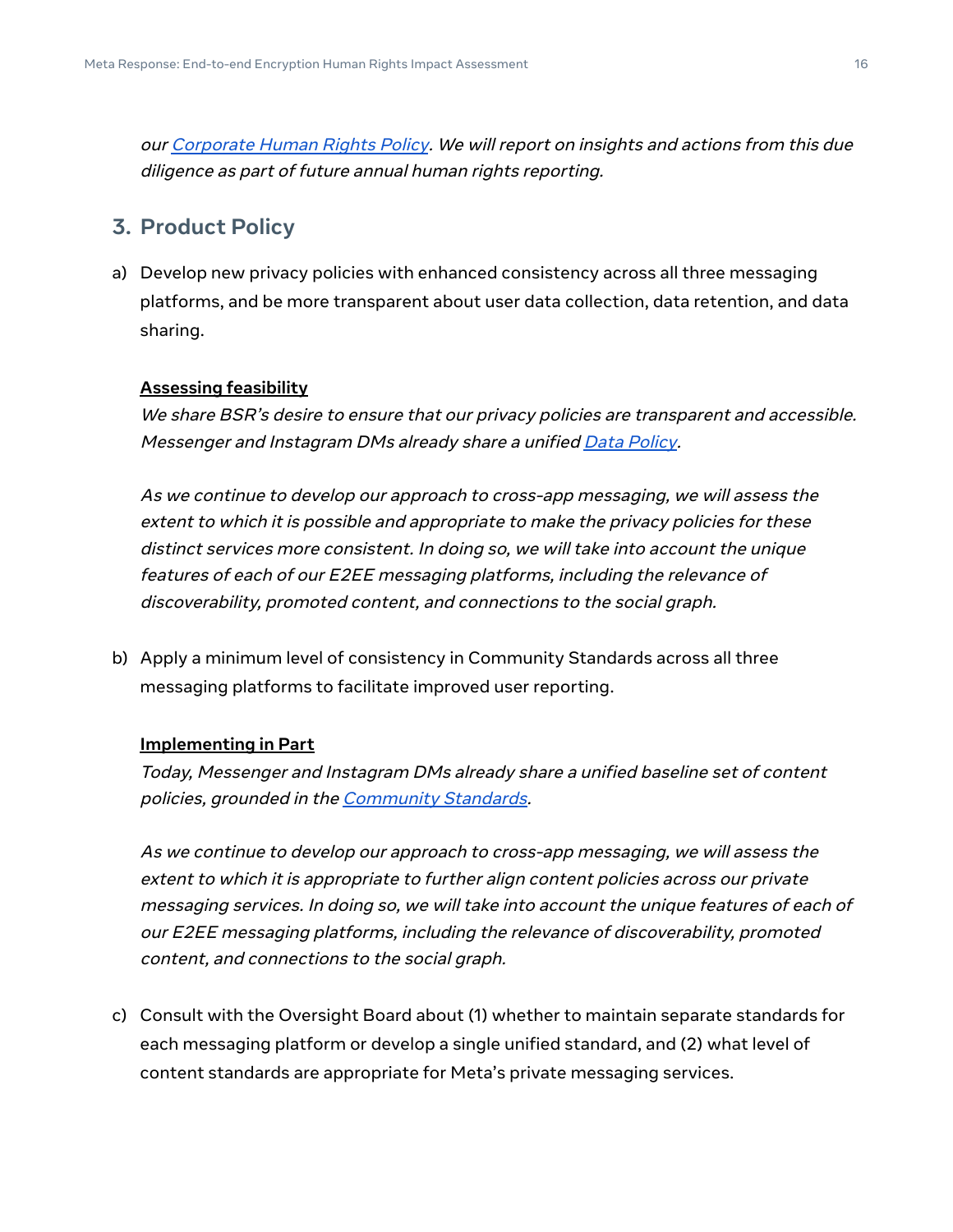*our [Corporate Human Rights Policy](). We will report on insights and actions from this due diligence as part of future annual human rights reporting.*

## 3. Product Policy

a) Develop new privacy policies with enhanced consistency across all three messaging platforms, and be more transparent about user data collection, data retention, and data sharing.

**Assessing feasibility**

*We share BSR's desire to ensure that our privacy policies are transparent and accessible. Messenger and Instagram DMs already share a unified [Data Policy]().*

*As we continue to develop our approach to cross-app messaging, we will assess the extent to which it is possible and appropriate to make the privacy policies for these distinct services more consistent. In doing so, we will take into account the unique features of each of our E2EE messaging platforms, including the relevance of discoverability, promoted content, and connections to the social graph.*

b) Apply a minimum level of consistency in Community Standards across all three messaging platforms to facilitate improved user reporting.

**Implementing in Part**

*Today, Messenger and Instagram DMs already share a unified baseline set of content policies, grounded in the [Community Standards]().*

*As we continue to develop our approach to cross-app messaging, we will assess the extent to which it is appropriate to further align content policies across our private messaging services. In doing so, we will take into account the unique features of each of our E2EE messaging platforms, including the relevance of discoverability, promoted content, and connections to the social graph.*

c) Consult with the Oversight Board about (1) whether to maintain separate standards for each messaging platform or develop a single unified standard, and (2) what level of content standards are appropriate for Meta's private messaging services.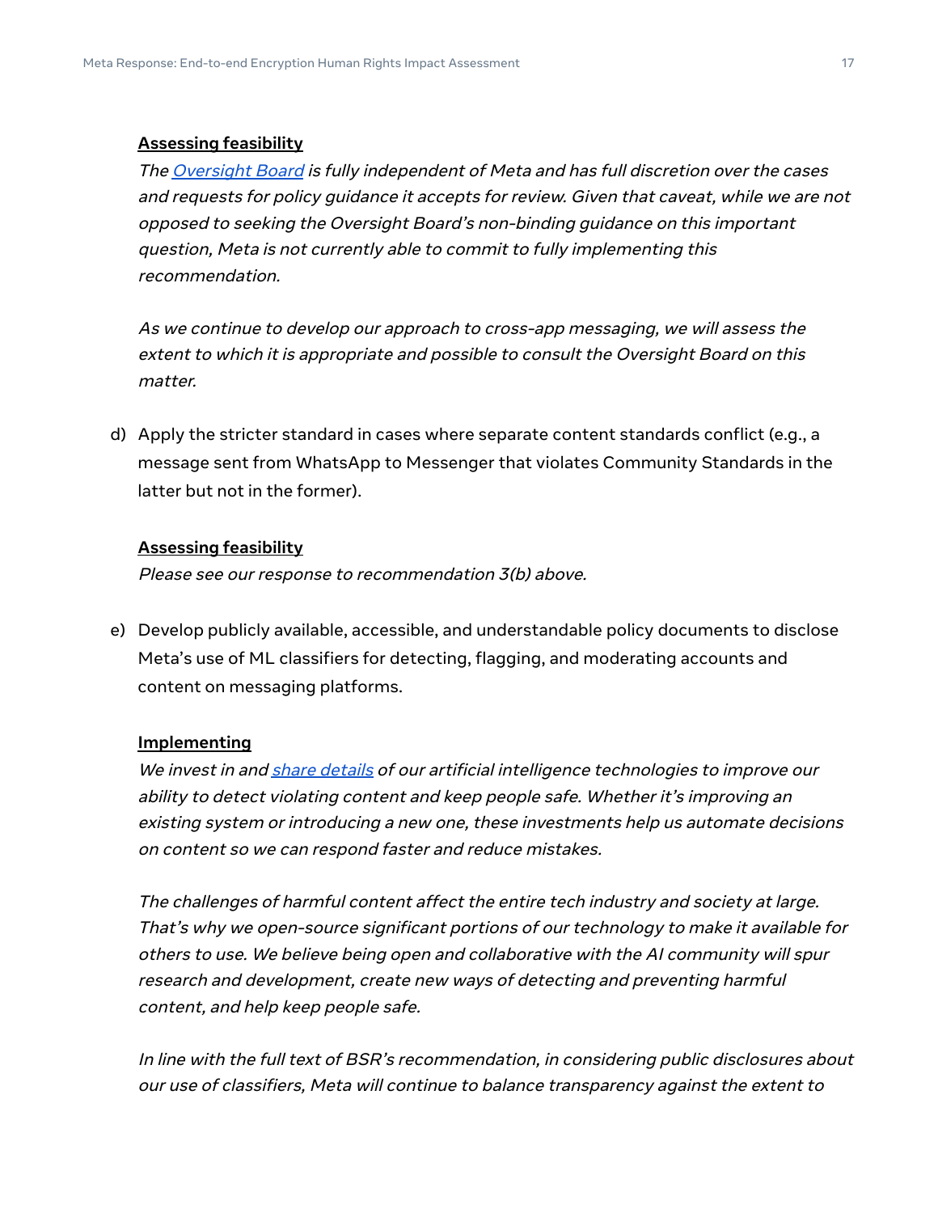**Assessing feasibility**

*The [Oversight Board](#) is fully independent of Meta and has full discretion over the cases and requests for policy guidance it accepts for review. Given that caveat, while we are not opposed to seeking the Oversight Board's non-binding guidance on this important question, Meta is not currently able to commit to fully implementing this recommendation.*

*As we continue to develop our approach to cross-app messaging, we will assess the extent to which it is appropriate and possible to consult the Oversight Board on this matter.*

d) Apply the stricter standard in cases where separate content standards conflict (e.g., a message sent from WhatsApp to Messenger that violates Community Standards in the latter but not in the former).

**Assessing feasibility**

*Please see our response to recommendation 3(b) above.*

e) Develop publicly available, accessible, and understandable policy documents to disclose Meta's use of ML classifiers for detecting, flagging, and moderating accounts and content on messaging platforms.

**Implementing**

*We invest in and [share details](#) of our artificial intelligence technologies to improve our ability to detect violating content and keep people safe. Whether it's improving an existing system or introducing a new one, these investments help us automate decisions on content so we can respond faster and reduce mistakes.*

*The challenges of harmful content affect the entire tech industry and society at large. That's why we open-source significant portions of our technology to make it available for others to use. We believe being open and collaborative with the AI community will spur research and development, create new ways of detecting and preventing harmful content, and help keep people safe.*

*In line with the full text of BSR's recommendation, in considering public disclosures about our use of classifiers, Meta will continue to balance transparency against the extent to*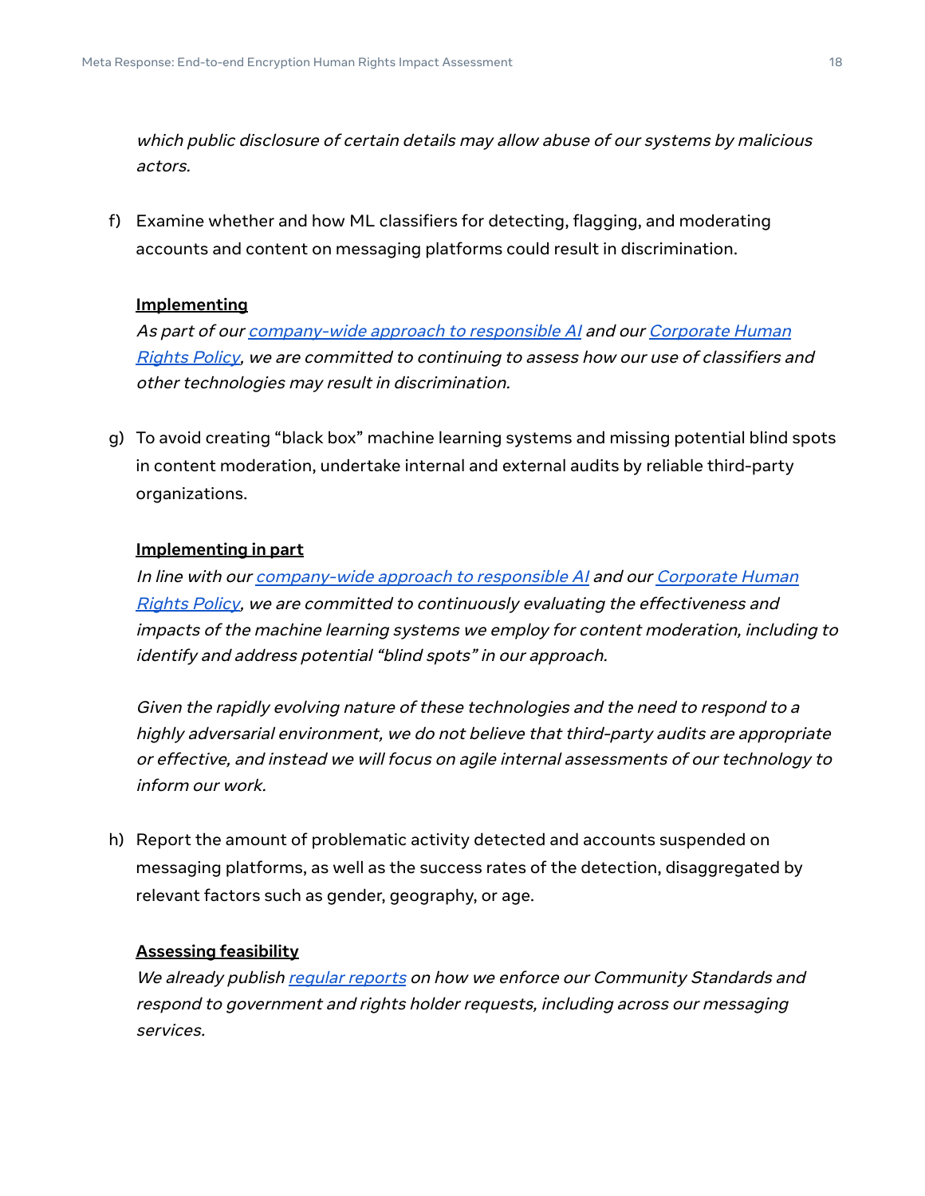*which public disclosure of certain details may allow abuse of our systems by malicious actors.*

f) Examine whether and how ML classifiers for detecting, flagging, and moderating accounts and content on messaging platforms could result in discrimination.

**Implementing**

*As part of our company-wide approach to responsible AI and our Corporate Human Rights Policy, we are committed to continuing to assess how our use of classifiers and other technologies may result in discrimination.*

g) To avoid creating "black box" machine learning systems and missing potential blind spots in content moderation, undertake internal and external audits by reliable third-party organizations.

**Implementing in part**

*In line with our company-wide approach to responsible AI and our Corporate Human Rights Policy, we are committed to continuously evaluating the effectiveness and impacts of the machine learning systems we employ for content moderation, including to identify and address potential "blind spots" in our approach.*

*Given the rapidly evolving nature of these technologies and the need to respond to a highly adversarial environment, we do not believe that third-party audits are appropriate or effective, and instead we will focus on agile internal assessments of our technology to inform our work.*

h) Report the amount of problematic activity detected and accounts suspended on messaging platforms, as well as the success rates of the detection, disaggregated by relevant factors such as gender, geography, or age.

**Assessing feasibility**

*We already publish regular reports on how we enforce our Community Standards and respond to government and rights holder requests, including across our messaging services.*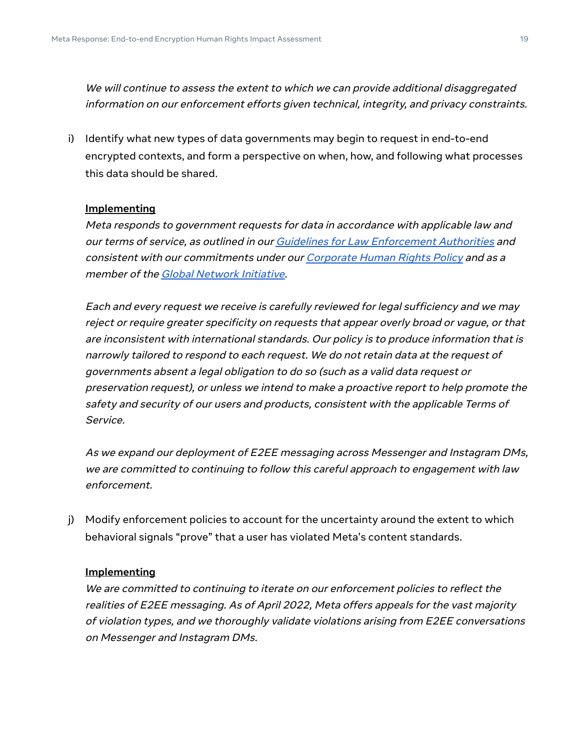*We will continue to assess the extent to which we can provide additional disaggregated information on our enforcement efforts given technical, integrity, and privacy constraints.*

i) Identify what new types of data governments may begin to request in end-to-end encrypted contexts, and form a perspective on when, how, and following what processes this data should be shared.

**Implementing**

*Meta responds to government requests for data in accordance with applicable law and our terms of service, as outlined in our Guidelines for Law Enforcement Authorities and consistent with our commitments under our Corporate Human Rights Policy and as a member of the Global Network Initiative.*

*Each and every request we receive is carefully reviewed for legal sufficiency and we may reject or require greater specificity on requests that appear overly broad or vague, or that are inconsistent with international standards. Our policy is to produce information that is narrowly tailored to respond to each request. We do not retain data at the request of governments absent a legal obligation to do so (such as a valid data request or preservation request), or unless we intend to make a proactive report to help promote the safety and security of our users and products, consistent with the applicable Terms of Service.*

*As we expand our deployment of E2EE messaging across Messenger and Instagram DMs, we are committed to continuing to follow this careful approach to engagement with law enforcement.*

j) Modify enforcement policies to account for the uncertainty around the extent to which behavioral signals "prove" that a user has violated Meta's content standards.

**Implementing**

*We are committed to continuing to iterate on our enforcement policies to reflect the realities of E2EE messaging. As of April 2022, Meta offers appeals for the vast majority of violation types, and we thoroughly validate violations arising from E2EE conversations on Messenger and Instagram DMs.*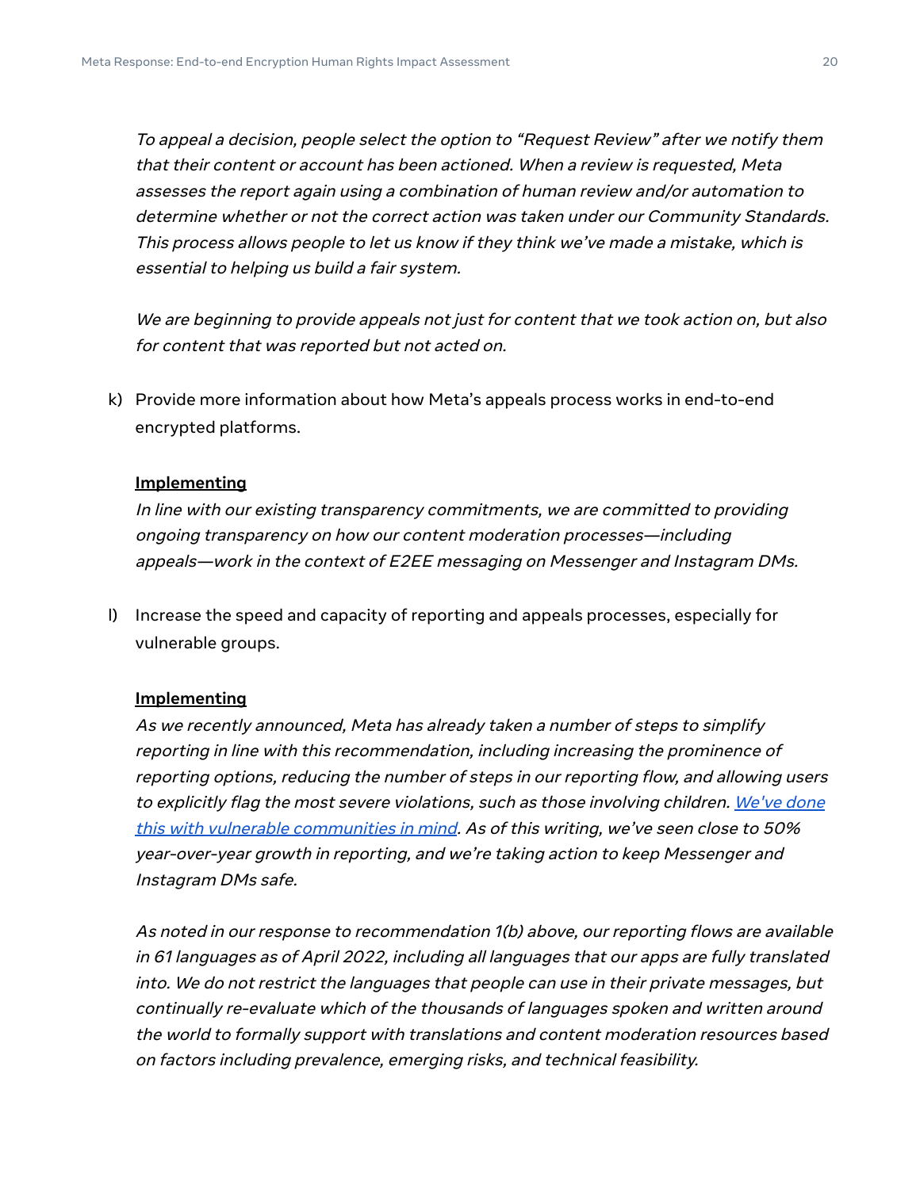*To appeal a decision, people select the option to "Request Review" after we notify them that their content or account has been actioned. When a review is requested, Meta assesses the report again using a combination of human review and/or automation to determine whether or not the correct action was taken under our Community Standards. This process allows people to let us know if they think we've made a mistake, which is essential to helping us build a fair system.*

*We are beginning to provide appeals not just for content that we took action on, but also for content that was reported but not acted on.*

k) Provide more information about how Meta's appeals process works in end-to-end encrypted platforms.

**Implementing**

*In line with our existing transparency commitments, we are committed to providing ongoing transparency on how our content moderation processes—including appeals—work in the context of E2EE messaging on Messenger and Instagram DMs.*

l) Increase the speed and capacity of reporting and appeals processes, especially for vulnerable groups.

**Implementing**

*As we recently announced, Meta has already taken a number of steps to simplify reporting in line with this recommendation, including increasing the prominence of reporting options, reducing the number of steps in our reporting flow, and allowing users to explicitly flag the most severe violations, such as those involving children. [We've done this with vulnerable communities in mind](). As of this writing, we've seen close to 50% year-over-year growth in reporting, and we're taking action to keep Messenger and Instagram DMs safe.*

*As noted in our response to recommendation 1(b) above, our reporting flows are available in 61 languages as of April 2022, including all languages that our apps are fully translated into. We do not restrict the languages that people can use in their private messages, but continually re-evaluate which of the thousands of languages spoken and written around the world to formally support with translations and content moderation resources based on factors including prevalence, emerging risks, and technical feasibility.*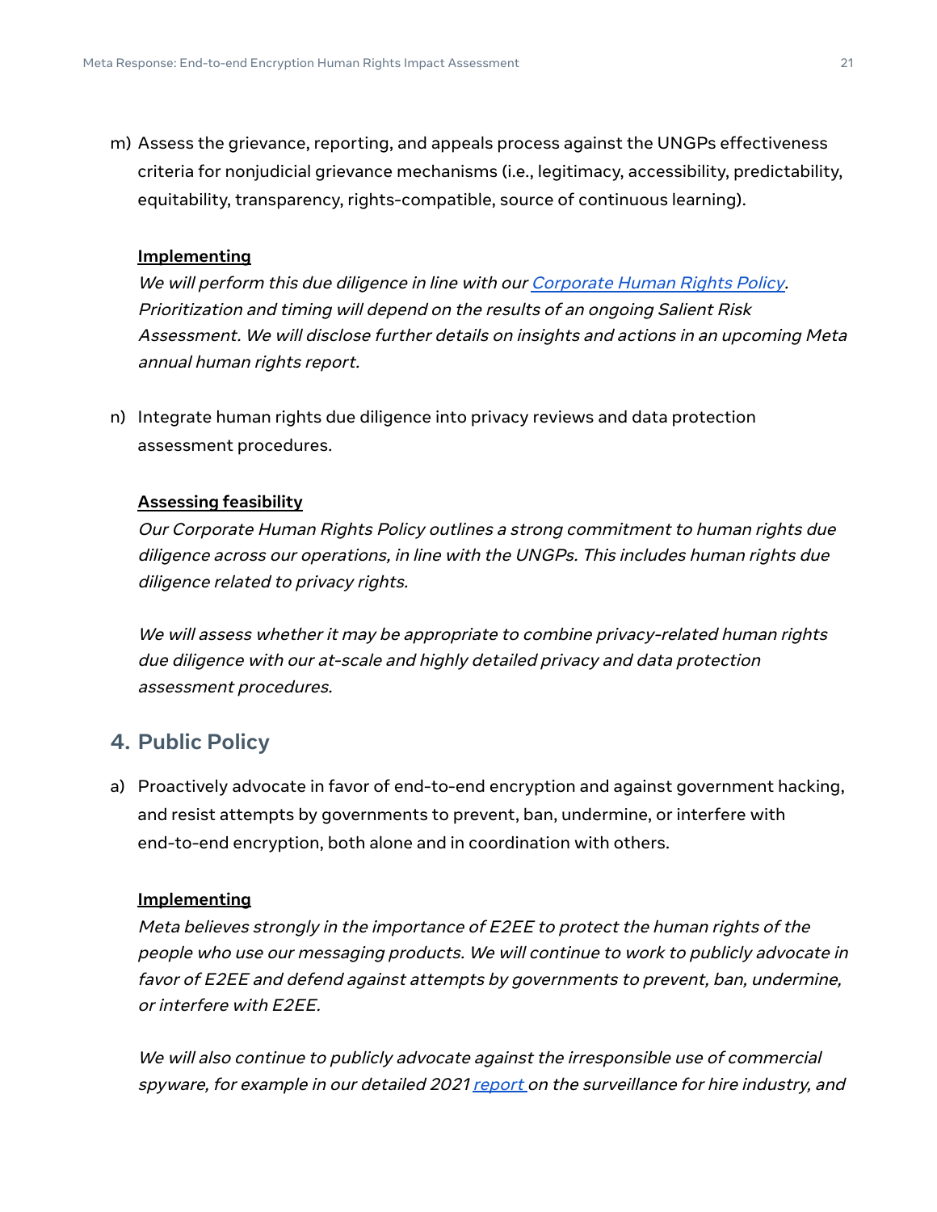m) Assess the grievance, reporting, and appeals process against the UNGPs effectiveness criteria for nonjudicial grievance mechanisms (i.e., legitimacy, accessibility, predictability, equitability, transparency, rights-compatible, source of continuous learning).

**Implementing**

*We will perform this due diligence in line with our [Corporate Human Rights Policy](). Prioritization and timing will depend on the results of an ongoing Salient Risk Assessment. We will disclose further details on insights and actions in an upcoming Meta annual human rights report.*

n) Integrate human rights due diligence into privacy reviews and data protection assessment procedures.

**Assessing feasibility**

*Our Corporate Human Rights Policy outlines a strong commitment to human rights due diligence across our operations, in line with the UNGPs. This includes human rights due diligence related to privacy rights.*

*We will assess whether it may be appropriate to combine privacy-related human rights due diligence with our at-scale and highly detailed privacy and data protection assessment procedures.*

## 4. Public Policy

a) Proactively advocate in favor of end-to-end encryption and against government hacking, and resist attempts by governments to prevent, ban, undermine, or interfere with end-to-end encryption, both alone and in coordination with others.

**Implementing**

*Meta believes strongly in the importance of E2EE to protect the human rights of the people who use our messaging products. We will continue to work to publicly advocate in favor of E2EE and defend against attempts by governments to prevent, ban, undermine, or interfere with E2EE.*

*We will also continue to publicly advocate against the irresponsible use of commercial spyware, for example in our detailed 2021 [report]() on the surveillance for hire industry, and*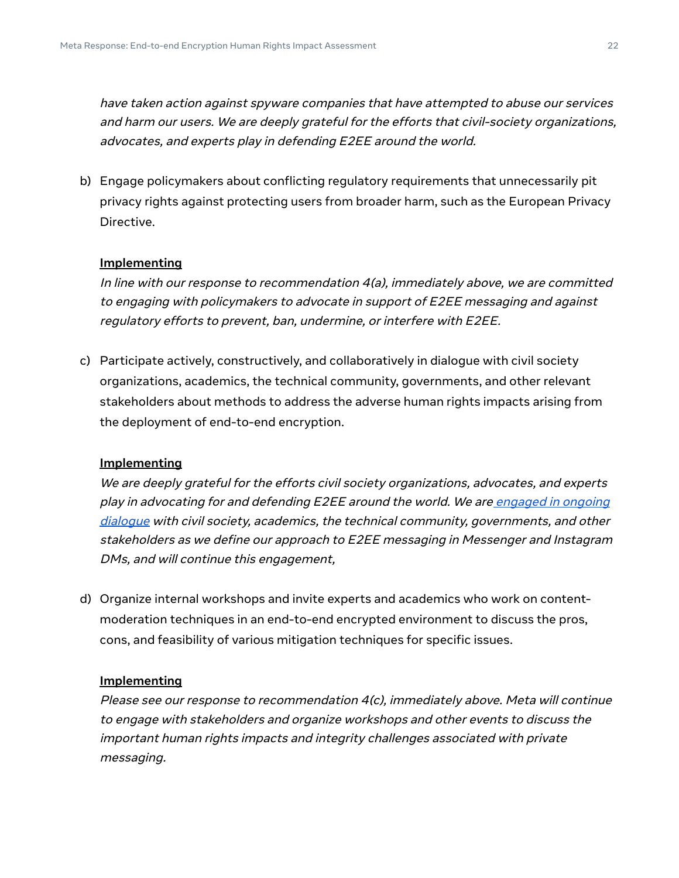*have taken action against spyware companies that have attempted to abuse our services and harm our users. We are deeply grateful for the efforts that civil-society organizations, advocates, and experts play in defending E2EE around the world.*

b) Engage policymakers about conflicting regulatory requirements that unnecessarily pit privacy rights against protecting users from broader harm, such as the European Privacy Directive.

**Implementing**

*In line with our response to recommendation 4(a), immediately above, we are committed to engaging with policymakers to advocate in support of E2EE messaging and against regulatory efforts to prevent, ban, undermine, or interfere with E2EE.*

c) Participate actively, constructively, and collaboratively in dialogue with civil society organizations, academics, the technical community, governments, and other relevant stakeholders about methods to address the adverse human rights impacts arising from the deployment of end-to-end encryption.

**Implementing**

*We are deeply grateful for the efforts civil society organizations, advocates, and experts play in advocating for and defending E2EE around the world. We are engaged in ongoing dialogue with civil society, academics, the technical community, governments, and other stakeholders as we define our approach to E2EE messaging in Messenger and Instagram DMs, and will continue this engagement,*

d) Organize internal workshops and invite experts and academics who work on content-moderation techniques in an end-to-end encrypted environment to discuss the pros, cons, and feasibility of various mitigation techniques for specific issues.

**Implementing**

*Please see our response to recommendation 4(c), immediately above. Meta will continue to engage with stakeholders and organize workshops and other events to discuss the important human rights impacts and integrity challenges associated with private messaging.*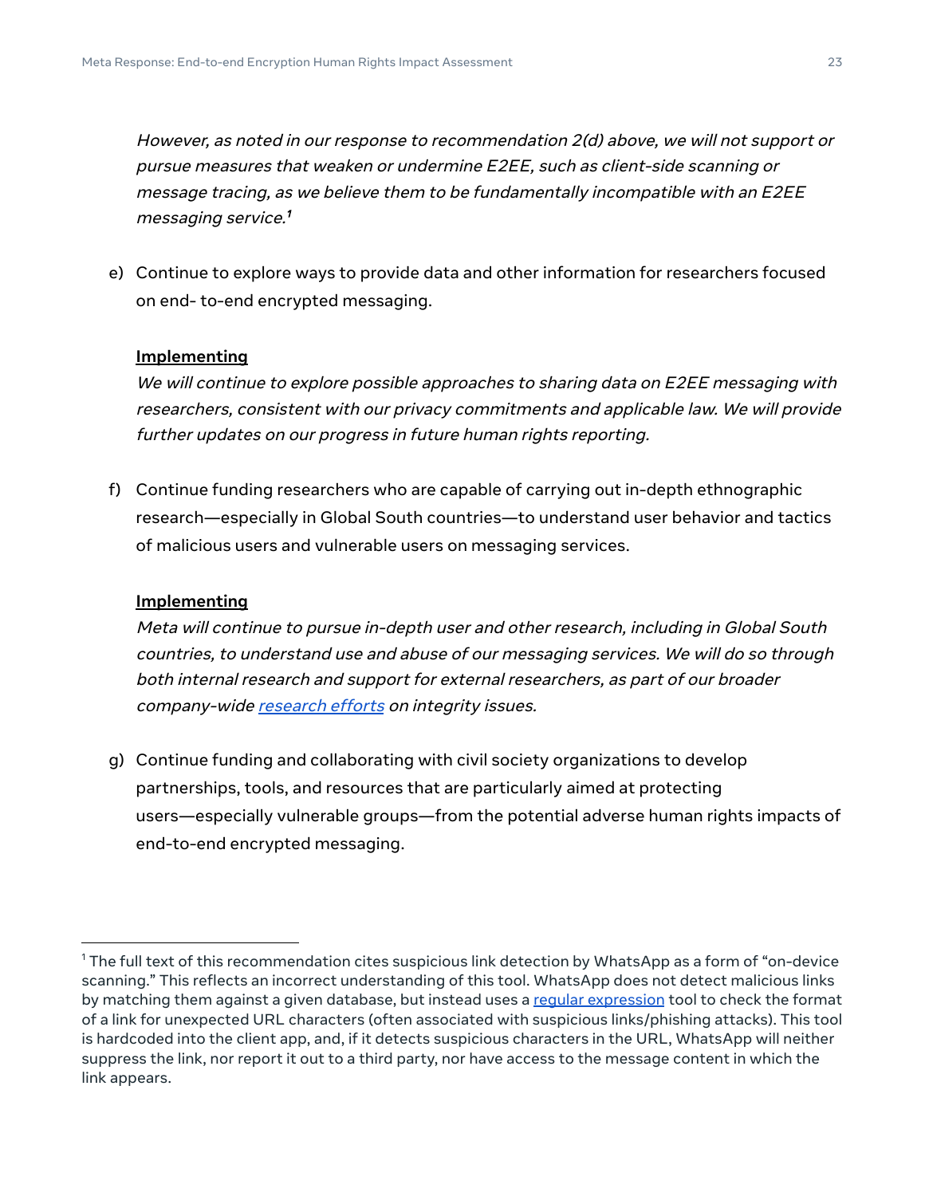*However, as noted in our response to recommendation 2(d) above, we will not support or pursue measures that weaken or undermine E2EE, such as client-side scanning or message tracing, as we believe them to be fundamentally incompatible with an E2EE messaging service.*[1]

e) Continue to explore ways to provide data and other information for researchers focused on end- to-end encrypted messaging.

**Implementing**

*We will continue to explore possible approaches to sharing data on E2EE messaging with researchers, consistent with our privacy commitments and applicable law. We will provide further updates on our progress in future human rights reporting.*

f) Continue funding researchers who are capable of carrying out in-depth ethnographic research—especially in Global South countries—to understand user behavior and tactics of malicious users and vulnerable users on messaging services.

**Implementing**

*Meta will continue to pursue in-depth user and other research, including in Global South countries, to understand use and abuse of our messaging services. We will do so through both internal research and support for external researchers, as part of our broader company-wide research efforts on integrity issues.*

g) Continue funding and collaborating with civil society organizations to develop partnerships, tools, and resources that are particularly aimed at protecting users—especially vulnerable groups—from the potential adverse human rights impacts of end-to-end encrypted messaging.

---

[1] The full text of this recommendation cites suspicious link detection by WhatsApp as a form of "on-device scanning." This reflects an incorrect understanding of this tool. WhatsApp does not detect malicious links by matching them against a given database, but instead uses a regular expression tool to check the format of a link for unexpected URL characters (often associated with suspicious links/phishing attacks). This tool is hardcoded into the client app, and, if it detects suspicious characters in the URL, WhatsApp will neither suppress the link, nor report it out to a third party, nor have access to the message content in which the link appears.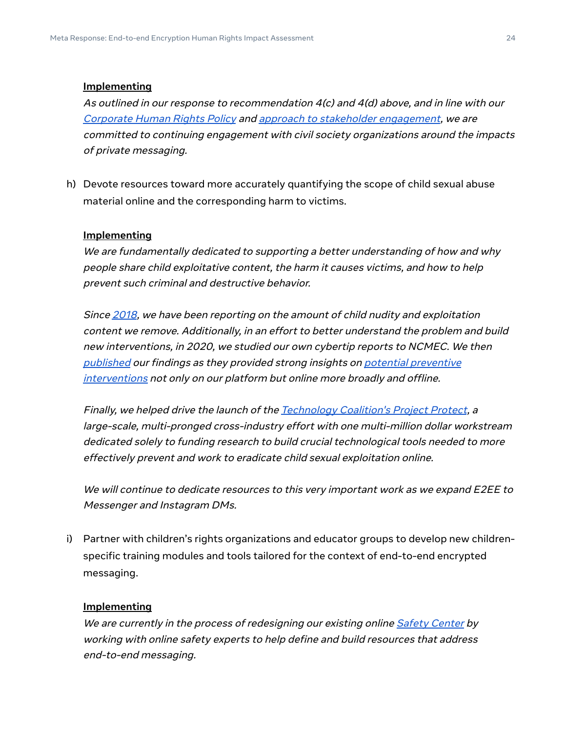**Implementing**

*As outlined in our response to recommendation 4(c) and 4(d) above, and in line with our Corporate Human Rights Policy and approach to stakeholder engagement, we are committed to continuing engagement with civil society organizations around the impacts of private messaging.*

h) Devote resources toward more accurately quantifying the scope of child sexual abuse material online and the corresponding harm to victims.

**Implementing**

*We are fundamentally dedicated to supporting a better understanding of how and why people share child exploitative content, the harm it causes victims, and how to help prevent such criminal and destructive behavior.*

*Since 2018, we have been reporting on the amount of child nudity and exploitation content we remove. Additionally, in an effort to better understand the problem and build new interventions, in 2020, we studied our own cybertip reports to NCMEC. We then published our findings as they provided strong insights on potential preventive interventions not only on our platform but online more broadly and offline.*

*Finally, we helped drive the launch of the Technology Coalition's Project Protect, a large-scale, multi-pronged cross-industry effort with one multi-million dollar workstream dedicated solely to funding research to build crucial technological tools needed to more effectively prevent and work to eradicate child sexual exploitation online.*

*We will continue to dedicate resources to this very important work as we expand E2EE to Messenger and Instagram DMs.*

i) Partner with children's rights organizations and educator groups to develop new children-specific training modules and tools tailored for the context of end-to-end encrypted messaging.

**Implementing**

*We are currently in the process of redesigning our existing online Safety Center by working with online safety experts to help define and build resources that address end-to-end messaging.*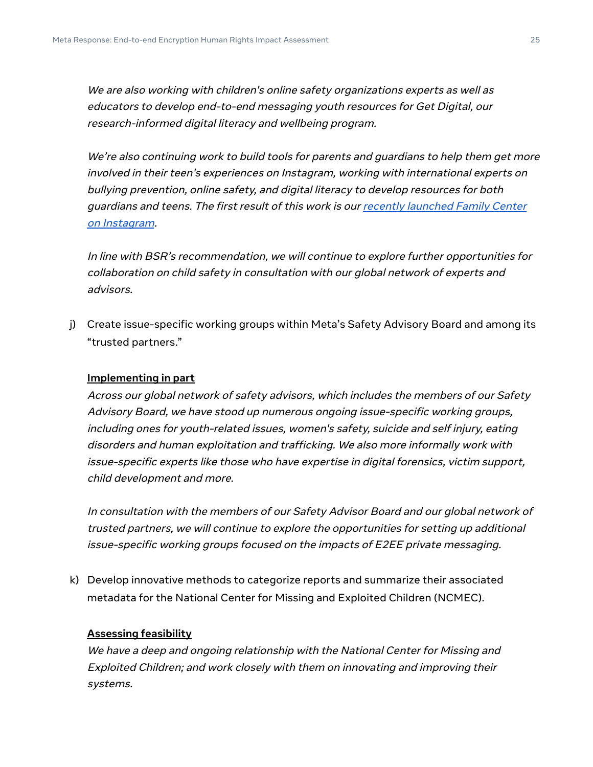*We are also working with children's online safety organizations experts as well as educators to develop end-to-end messaging youth resources for Get Digital, our research-informed digital literacy and wellbeing program.*

*We're also continuing work to build tools for parents and guardians to help them get more involved in their teen's experiences on Instagram, working with international experts on bullying prevention, online safety, and digital literacy to develop resources for both guardians and teens. The first result of this work is our [recently launched Family Center on Instagram](#).*

*In line with BSR's recommendation, we will continue to explore further opportunities for collaboration on child safety in consultation with our global network of experts and advisors.*

j) Create issue-specific working groups within Meta's Safety Advisory Board and among its "trusted partners."

   **Implementing in part**

   *Across our global network of safety advisors, which includes the members of our Safety Advisory Board, we have stood up numerous ongoing issue-specific working groups, including ones for youth-related issues, women's safety, suicide and self injury, eating disorders and human exploitation and trafficking. We also more informally work with issue-specific experts like those who have expertise in digital forensics, victim support, child development and more.*

   *In consultation with the members of our Safety Advisor Board and our global network of trusted partners, we will continue to explore the opportunities for setting up additional issue-specific working groups focused on the impacts of E2EE private messaging.*

k) Develop innovative methods to categorize reports and summarize their associated metadata for the National Center for Missing and Exploited Children (NCMEC).

   **Assessing feasibility**

   *We have a deep and ongoing relationship with the National Center for Missing and Exploited Children; and work closely with them on innovating and improving their systems.*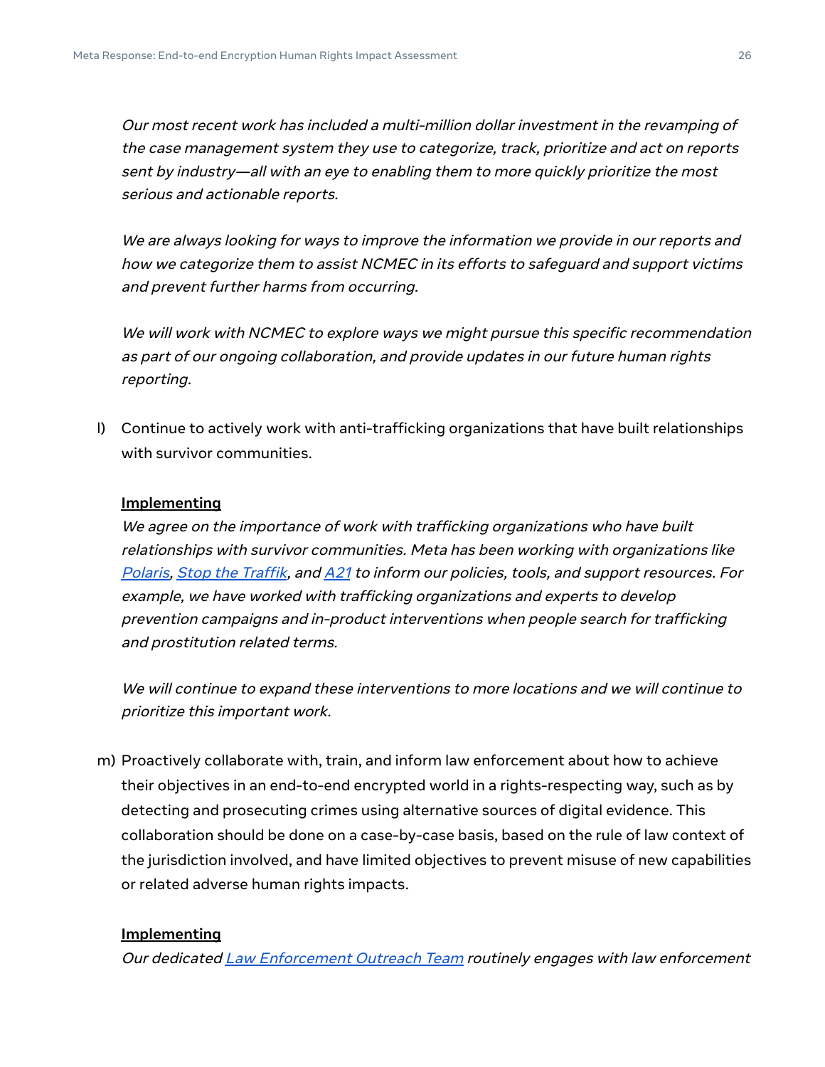*Our most recent work has included a multi-million dollar investment in the revamping of the case management system they use to categorize, track, prioritize and act on reports sent by industry—all with an eye to enabling them to more quickly prioritize the most serious and actionable reports.*

*We are always looking for ways to improve the information we provide in our reports and how we categorize them to assist NCMEC in its efforts to safeguard and support victims and prevent further harms from occurring.*

*We will work with NCMEC to explore ways we might pursue this specific recommendation as part of our ongoing collaboration, and provide updates in our future human rights reporting.*

l) Continue to actively work with anti-trafficking organizations that have built relationships with survivor communities.

   **Implementing**
   *We agree on the importance of work with trafficking organizations who have built relationships with survivor communities. Meta has been working with organizations like Polaris, Stop the Traffik, and A21 to inform our policies, tools, and support resources. For example, we have worked with trafficking organizations and experts to develop prevention campaigns and in-product interventions when people search for trafficking and prostitution related terms.*

   *We will continue to expand these interventions to more locations and we will continue to prioritize this important work.*

m) Proactively collaborate with, train, and inform law enforcement about how to achieve their objectives in an end-to-end encrypted world in a rights-respecting way, such as by detecting and prosecuting crimes using alternative sources of digital evidence. This collaboration should be done on a case-by-case basis, based on the rule of law context of the jurisdiction involved, and have limited objectives to prevent misuse of new capabilities or related adverse human rights impacts.

   **Implementing**
   *Our dedicated Law Enforcement Outreach Team routinely engages with law enforcement*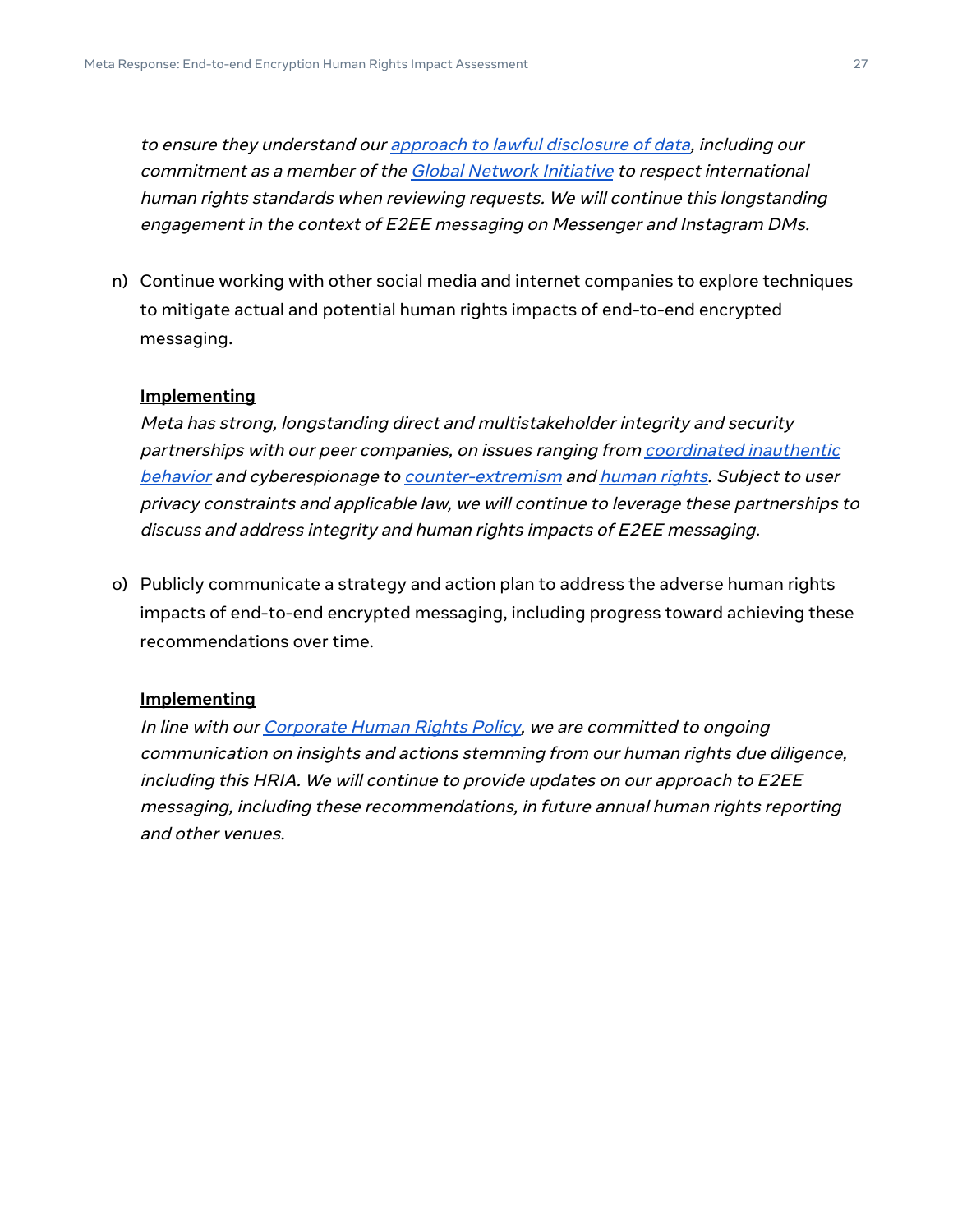*to ensure they understand our approach to lawful disclosure of data, including our commitment as a member of the Global Network Initiative to respect international human rights standards when reviewing requests. We will continue this longstanding engagement in the context of E2EE messaging on Messenger and Instagram DMs.*

n) Continue working with other social media and internet companies to explore techniques to mitigate actual and potential human rights impacts of end-to-end encrypted messaging.

**Implementing**
*Meta has strong, longstanding direct and multistakeholder integrity and security partnerships with our peer companies, on issues ranging from coordinated inauthentic behavior and cyberespionage to counter-extremism and human rights. Subject to user privacy constraints and applicable law, we will continue to leverage these partnerships to discuss and address integrity and human rights impacts of E2EE messaging.*

o) Publicly communicate a strategy and action plan to address the adverse human rights impacts of end-to-end encrypted messaging, including progress toward achieving these recommendations over time.

**Implementing**
*In line with our Corporate Human Rights Policy, we are committed to ongoing communication on insights and actions stemming from our human rights due diligence, including this HRIA. We will continue to provide updates on our approach to E2EE messaging, including these recommendations, in future annual human rights reporting and other venues.*